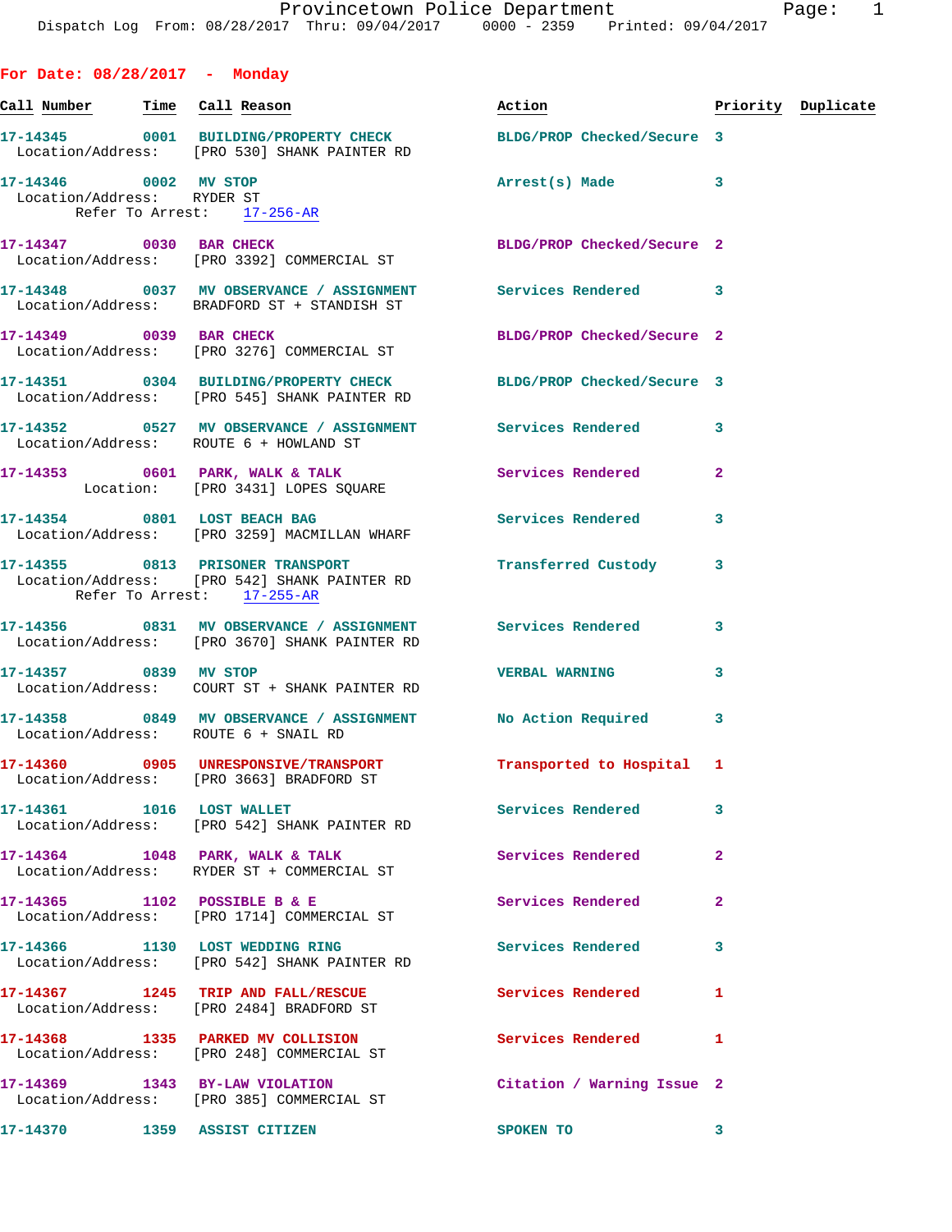## For Date: 08/28/2017 - Monday

| Call Number | Time | Call Reason | Action | Priority | Duplicate |
|---|---|---|---|---|---|
| 17-14345 | 0001 | BUILDING/PROPERTY CHECK | BLDG/PROP Checked/Secure | 3 | |
| Location/Address: [PRO 530] SHANK PAINTER RD | | | | | |
| 17-14346 | 0002 | MV STOP | Arrest(s) Made | 3 | |
| Location/Address: RYDER ST<br>Refer To Arrest: 17-256-AR | | | | | |
| 17-14347 | 0030 | BAR CHECK | BLDG/PROP Checked/Secure | 2 | |
| Location/Address: [PRO 3392] COMMERCIAL ST | | | | | |
| 17-14348 | 0037 | MV OBSERVANCE / ASSIGNMENT | Services Rendered | 3 | |
| Location/Address: BRADFORD ST + STANDISH ST | | | | | |
| 17-14349 | 0039 | BAR CHECK | BLDG/PROP Checked/Secure | 2 | |
| Location/Address: [PRO 3276] COMMERCIAL ST | | | | | |
| 17-14351 | 0304 | BUILDING/PROPERTY CHECK | BLDG/PROP Checked/Secure | 3 | |
| Location/Address: [PRO 545] SHANK PAINTER RD | | | | | |
| 17-14352 | 0527 | MV OBSERVANCE / ASSIGNMENT | Services Rendered | 3 | |
| Location/Address: ROUTE 6 + HOWLAND ST | | | | | |
| 17-14353 | 0601 | PARK, WALK & TALK | Services Rendered | 2 | |
| Location: [PRO 3431] LOPES SQUARE | | | | | |
| 17-14354 | 0801 | LOST BEACH BAG | Services Rendered | 3 | |
| Location/Address: [PRO 3259] MACMILLAN WHARF | | | | | |
| 17-14355 | 0813 | PRISONER TRANSPORT | Transferred Custody | 3 | |
| Location/Address: [PRO 542] SHANK PAINTER RD<br>Refer To Arrest: 17-255-AR | | | | | |
| 17-14356 | 0831 | MV OBSERVANCE / ASSIGNMENT | Services Rendered | 3 | |
| Location/Address: [PRO 3670] SHANK PAINTER RD | | | | | |
| 17-14357 | 0839 | MV STOP | VERBAL WARNING | 3 | |
| Location/Address: COURT ST + SHANK PAINTER RD | | | | | |
| 17-14358 | 0849 | MV OBSERVANCE / ASSIGNMENT | No Action Required | 3 | |
| Location/Address: ROUTE 6 + SNAIL RD | | | | | |
| 17-14360 | 0905 | UNRESPONSIVE/TRANSPORT | Transported to Hospital | 1 | |
| Location/Address: [PRO 3663] BRADFORD ST | | | | | |
| 17-14361 | 1016 | LOST WALLET | Services Rendered | 3 | |
| Location/Address: [PRO 542] SHANK PAINTER RD | | | | | |
| 17-14364 | 1048 | PARK, WALK & TALK | Services Rendered | 2 | |
| Location/Address: RYDER ST + COMMERCIAL ST | | | | | |
| 17-14365 | 1102 | POSSIBLE B & E | Services Rendered | 2 | |
| Location/Address: [PRO 1714] COMMERCIAL ST | | | | | |
| 17-14366 | 1130 | LOST WEDDING RING | Services Rendered | 3 | |
| Location/Address: [PRO 542] SHANK PAINTER RD | | | | | |
| 17-14367 | 1245 | TRIP AND FALL/RESCUE | Services Rendered | 1 | |
| Location/Address: [PRO 2484] BRADFORD ST | | | | | |
| 17-14368 | 1335 | PARKED MV COLLISION | Services Rendered | 1 | |
| Location/Address: [PRO 248] COMMERCIAL ST | | | | | |
| 17-14369 | 1343 | BY-LAW VIOLATION | Citation / Warning Issue | 2 | |
| Location/Address: [PRO 385] COMMERCIAL ST | | | | | |
| 17-14370 | 1359 | ASSIST CITIZEN | SPOKEN TO | 3 | |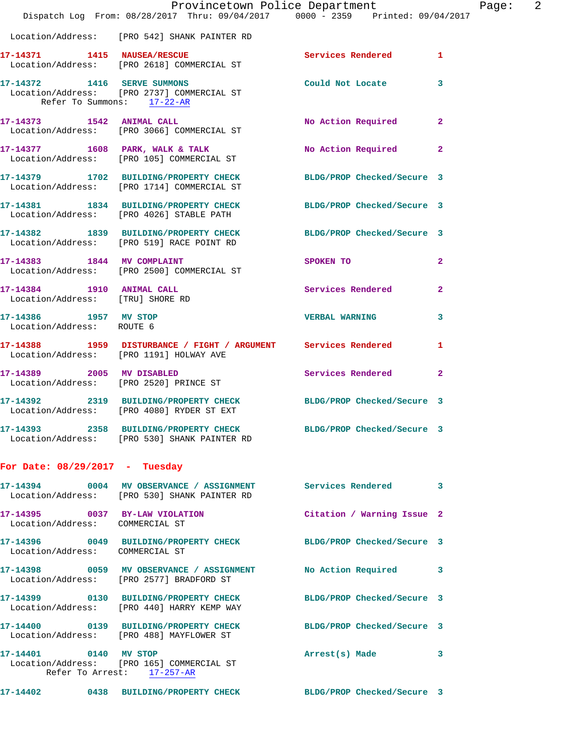Location/Address: [PRO 542] SHANK PAINTER RD

**17-14371** 1415 **NAUSEA/RESCUE** Services Rendered 1
Location/Address: [PRO 2618] COMMERCIAL ST

**17-14372** 1416 **SERVE SUMMONS** Could Not Locate 3
Location/Address: [PRO 2737] COMMERCIAL ST
Refer To Summons: 17-22-AR

**17-14373** 1542 **ANIMAL CALL** No Action Required 2
Location/Address: [PRO 3066] COMMERCIAL ST

**17-14377** 1608 **PARK, WALK & TALK** No Action Required 2
Location/Address: [PRO 105] COMMERCIAL ST

**17-14379** 1702 **BUILDING/PROPERTY CHECK** BLDG/PROP Checked/Secure 3
Location/Address: [PRO 1714] COMMERCIAL ST

**17-14381** 1834 **BUILDING/PROPERTY CHECK** BLDG/PROP Checked/Secure 3
Location/Address: [PRO 4026] STABLE PATH

**17-14382** 1839 **BUILDING/PROPERTY CHECK** BLDG/PROP Checked/Secure 3
Location/Address: [PRO 519] RACE POINT RD

**17-14383** 1844 **MV COMPLAINT** SPOKEN TO 2
Location/Address: [PRO 2500] COMMERCIAL ST

**17-14384** 1910 **ANIMAL CALL** Services Rendered 2
Location/Address: [TRU] SHORE RD

**17-14386** 1957 **MV STOP** VERBAL WARNING 3
Location/Address: ROUTE 6

**17-14388** 1959 **DISTURBANCE / FIGHT / ARGUMENT** Services Rendered 1
Location/Address: [PRO 1191] HOLWAY AVE

**17-14389** 2005 **MV DISABLED** Services Rendered 2
Location/Address: [PRO 2520] PRINCE ST

**17-14392** 2319 **BUILDING/PROPERTY CHECK** BLDG/PROP Checked/Secure 3
Location/Address: [PRO 4080] RYDER ST EXT

**17-14393** 2358 **BUILDING/PROPERTY CHECK** BLDG/PROP Checked/Secure 3
Location/Address: [PRO 530] SHANK PAINTER RD

## For Date: 08/29/2017 - Tuesday

**17-14394** 0004 **MV OBSERVANCE / ASSIGNMENT** Services Rendered 3
Location/Address: [PRO 530] SHANK PAINTER RD

**17-14395** 0037 **BY-LAW VIOLATION** Citation / Warning Issue 2
Location/Address: COMMERCIAL ST

**17-14396** 0049 **BUILDING/PROPERTY CHECK** BLDG/PROP Checked/Secure 3
Location/Address: COMMERCIAL ST

**17-14398** 0059 **MV OBSERVANCE / ASSIGNMENT** No Action Required 3
Location/Address: [PRO 2577] BRADFORD ST

**17-14399** 0130 **BUILDING/PROPERTY CHECK** BLDG/PROP Checked/Secure 3
Location/Address: [PRO 440] HARRY KEMP WAY

**17-14400** 0139 **BUILDING/PROPERTY CHECK** BLDG/PROP Checked/Secure 3
Location/Address: [PRO 488] MAYFLOWER ST

**17-14401** 0140 **MV STOP** Arrest(s) Made 3
Location/Address: [PRO 165] COMMERCIAL ST
Refer To Arrest: 17-257-AR

**17-14402** 0438 **BUILDING/PROPERTY CHECK** BLDG/PROP Checked/Secure 3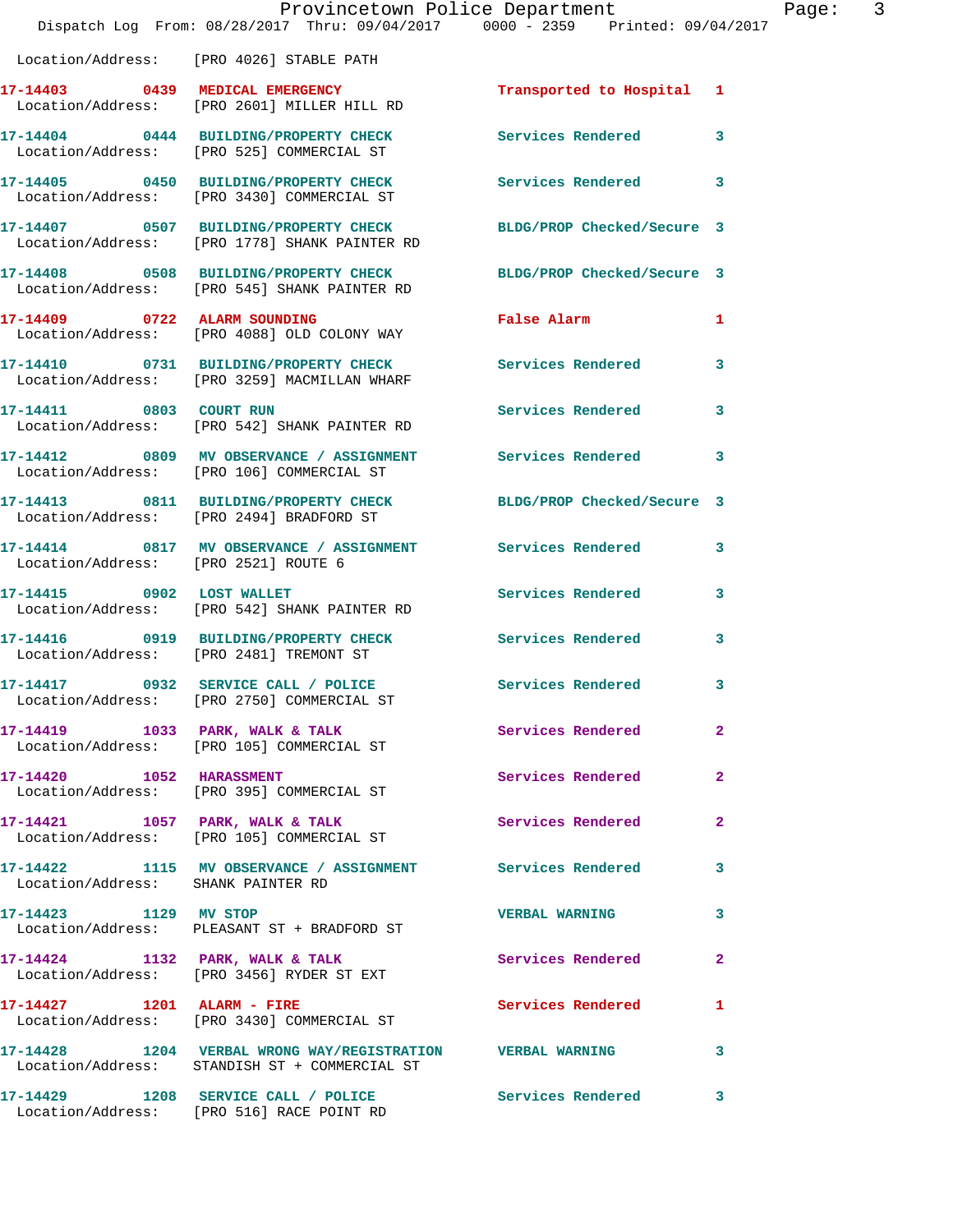Location/Address: [PRO 4026] STABLE PATH

**17-14403 0439 MEDICAL EMERGENCY** Transported to Hospital 1
Location/Address: [PRO 2601] MILLER HILL RD

**17-14404 0444 BUILDING/PROPERTY CHECK** Services Rendered 3
Location/Address: [PRO 525] COMMERCIAL ST

**17-14405 0450 BUILDING/PROPERTY CHECK** Services Rendered 3
Location/Address: [PRO 3430] COMMERCIAL ST

**17-14407 0507 BUILDING/PROPERTY CHECK** BLDG/PROP Checked/Secure 3
Location/Address: [PRO 1778] SHANK PAINTER RD

**17-14408 0508 BUILDING/PROPERTY CHECK** BLDG/PROP Checked/Secure 3
Location/Address: [PRO 545] SHANK PAINTER RD

**17-14409 0722 ALARM SOUNDING** False Alarm 1
Location/Address: [PRO 4088] OLD COLONY WAY

**17-14410 0731 BUILDING/PROPERTY CHECK** Services Rendered 3
Location/Address: [PRO 3259] MACMILLAN WHARF

**17-14411 0803 COURT RUN** Services Rendered 3
Location/Address: [PRO 542] SHANK PAINTER RD

**17-14412 0809 MV OBSERVANCE / ASSIGNMENT** Services Rendered 3
Location/Address: [PRO 106] COMMERCIAL ST

**17-14413 0811 BUILDING/PROPERTY CHECK** BLDG/PROP Checked/Secure 3
Location/Address: [PRO 2494] BRADFORD ST

**17-14414 0817 MV OBSERVANCE / ASSIGNMENT** Services Rendered 3
Location/Address: [PRO 2521] ROUTE 6

**17-14415 0902 LOST WALLET** Services Rendered 3
Location/Address: [PRO 542] SHANK PAINTER RD

**17-14416 0919 BUILDING/PROPERTY CHECK** Services Rendered 3
Location/Address: [PRO 2481] TREMONT ST

**17-14417 0932 SERVICE CALL / POLICE** Services Rendered 3
Location/Address: [PRO 2750] COMMERCIAL ST

**17-14419 1033 PARK, WALK & TALK** Services Rendered 2
Location/Address: [PRO 105] COMMERCIAL ST

**17-14420 1052 HARASSMENT** Services Rendered 2
Location/Address: [PRO 395] COMMERCIAL ST

**17-14421 1057 PARK, WALK & TALK** Services Rendered 2
Location/Address: [PRO 105] COMMERCIAL ST

**17-14422 1115 MV OBSERVANCE / ASSIGNMENT** Services Rendered 3
Location/Address: SHANK PAINTER RD

**17-14423 1129 MV STOP** VERBAL WARNING 3
Location/Address: PLEASANT ST + BRADFORD ST

**17-14424 1132 PARK, WALK & TALK** Services Rendered 2
Location/Address: [PRO 3456] RYDER ST EXT

**17-14427 1201 ALARM - FIRE** Services Rendered 1
Location/Address: [PRO 3430] COMMERCIAL ST

**17-14428 1204 VERBAL WRONG WAY/REGISTRATION** VERBAL WARNING 3
Location/Address: STANDISH ST + COMMERCIAL ST

**17-14429 1208 SERVICE CALL / POLICE** Services Rendered 3
Location/Address: [PRO 516] RACE POINT RD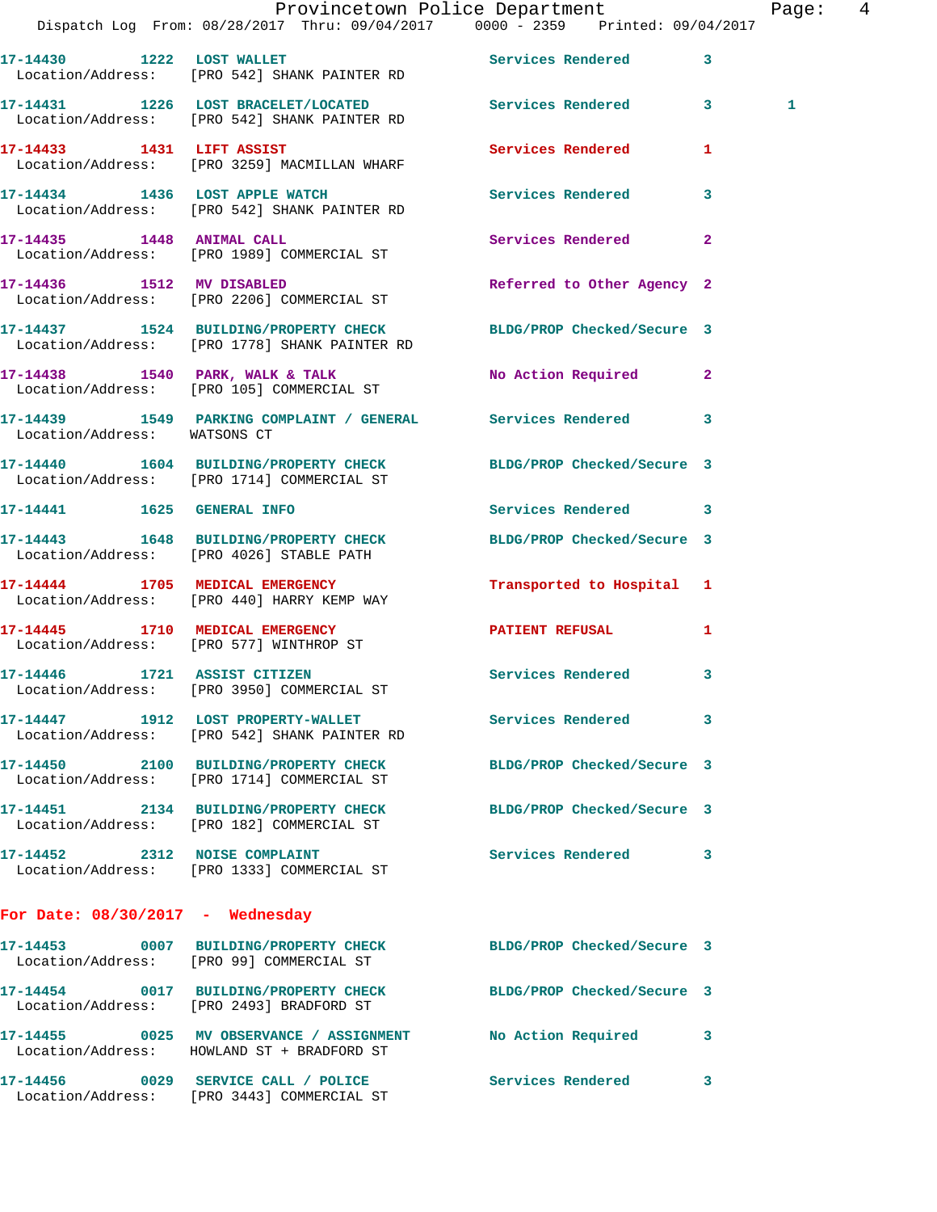17-14430 1222 LOST WALLET Services Rendered 3
Location/Address: [PRO 542] SHANK PAINTER RD

17-14431 1226 LOST BRACELET/LOCATED Services Rendered 3 1
Location/Address: [PRO 542] SHANK PAINTER RD

17-14433 1431 LIFT ASSIST Services Rendered 1
Location/Address: [PRO 3259] MACMILLAN WHARF

17-14434 1436 LOST APPLE WATCH Services Rendered 3
Location/Address: [PRO 542] SHANK PAINTER RD

17-14435 1448 ANIMAL CALL Services Rendered 2
Location/Address: [PRO 1989] COMMERCIAL ST

17-14436 1512 MV DISABLED Referred to Other Agency 2
Location/Address: [PRO 2206] COMMERCIAL ST

17-14437 1524 BUILDING/PROPERTY CHECK BLDG/PROP Checked/Secure 3
Location/Address: [PRO 1778] SHANK PAINTER RD

17-14438 1540 PARK, WALK & TALK No Action Required 2
Location/Address: [PRO 105] COMMERCIAL ST

17-14439 1549 PARKING COMPLAINT / GENERAL Services Rendered 3
Location/Address: WATSONS CT

17-14440 1604 BUILDING/PROPERTY CHECK BLDG/PROP Checked/Secure 3
Location/Address: [PRO 1714] COMMERCIAL ST

17-14441 1625 GENERAL INFO Services Rendered 3

17-14443 1648 BUILDING/PROPERTY CHECK BLDG/PROP Checked/Secure 3
Location/Address: [PRO 4026] STABLE PATH

17-14444 1705 MEDICAL EMERGENCY Transported to Hospital 1
Location/Address: [PRO 440] HARRY KEMP WAY

17-14445 1710 MEDICAL EMERGENCY PATIENT REFUSAL 1
Location/Address: [PRO 577] WINTHROP ST

17-14446 1721 ASSIST CITIZEN Services Rendered 3
Location/Address: [PRO 3950] COMMERCIAL ST

17-14447 1912 LOST PROPERTY-WALLET Services Rendered 3
Location/Address: [PRO 542] SHANK PAINTER RD

17-14450 2100 BUILDING/PROPERTY CHECK BLDG/PROP Checked/Secure 3
Location/Address: [PRO 1714] COMMERCIAL ST

17-14451 2134 BUILDING/PROPERTY CHECK BLDG/PROP Checked/Secure 3
Location/Address: [PRO 182] COMMERCIAL ST

17-14452 2312 NOISE COMPLAINT Services Rendered 3
Location/Address: [PRO 1333] COMMERCIAL ST

**For Date: 08/30/2017 - Wednesday**

17-14453 0007 BUILDING/PROPERTY CHECK BLDG/PROP Checked/Secure 3
Location/Address: [PRO 99] COMMERCIAL ST

17-14454 0017 BUILDING/PROPERTY CHECK BLDG/PROP Checked/Secure 3
Location/Address: [PRO 2493] BRADFORD ST

17-14455 0025 MV OBSERVANCE / ASSIGNMENT No Action Required 3
Location/Address: HOWLAND ST + BRADFORD ST

17-14456 0029 SERVICE CALL / POLICE Services Rendered 3
Location/Address: [PRO 3443] COMMERCIAL ST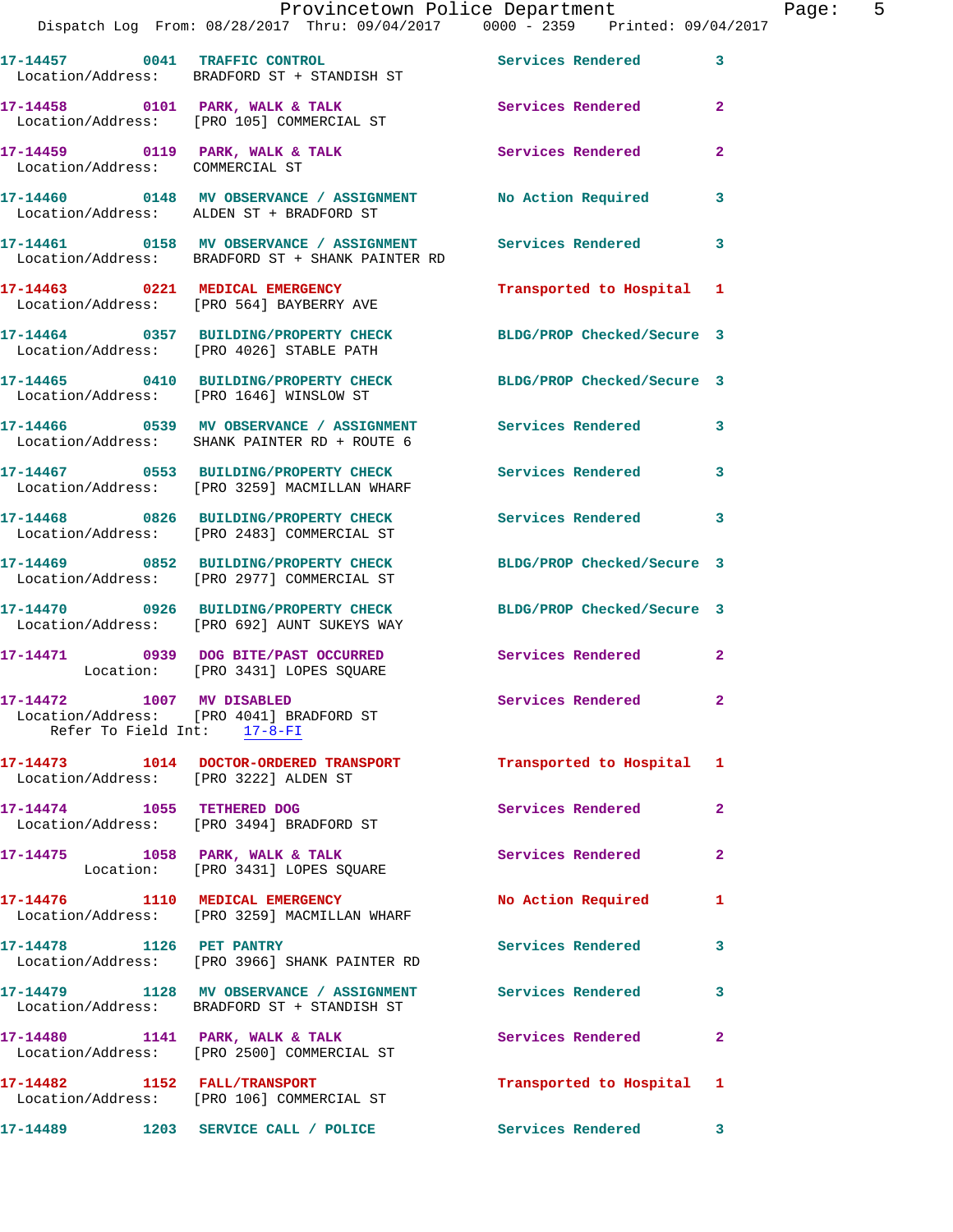17-14457 0041 TRAFFIC CONTROL Services Rendered 3
Location/Address: BRADFORD ST + STANDISH ST

17-14458 0101 PARK, WALK & TALK Services Rendered 2
Location/Address: [PRO 105] COMMERCIAL ST

17-14459 0119 PARK, WALK & TALK Services Rendered 2
Location/Address: COMMERCIAL ST

17-14460 0148 MV OBSERVANCE / ASSIGNMENT No Action Required 3
Location/Address: ALDEN ST + BRADFORD ST

17-14461 0158 MV OBSERVANCE / ASSIGNMENT Services Rendered 3
Location/Address: BRADFORD ST + SHANK PAINTER RD

17-14463 0221 MEDICAL EMERGENCY Transported to Hospital 1
Location/Address: [PRO 564] BAYBERRY AVE

17-14464 0357 BUILDING/PROPERTY CHECK BLDG/PROP Checked/Secure 3
Location/Address: [PRO 4026] STABLE PATH

17-14465 0410 BUILDING/PROPERTY CHECK BLDG/PROP Checked/Secure 3
Location/Address: [PRO 1646] WINSLOW ST

17-14466 0539 MV OBSERVANCE / ASSIGNMENT Services Rendered 3
Location/Address: SHANK PAINTER RD + ROUTE 6

17-14467 0553 BUILDING/PROPERTY CHECK Services Rendered 3
Location/Address: [PRO 3259] MACMILLAN WHARF

17-14468 0826 BUILDING/PROPERTY CHECK Services Rendered 3
Location/Address: [PRO 2483] COMMERCIAL ST

17-14469 0852 BUILDING/PROPERTY CHECK BLDG/PROP Checked/Secure 3
Location/Address: [PRO 2977] COMMERCIAL ST

17-14470 0926 BUILDING/PROPERTY CHECK BLDG/PROP Checked/Secure 3
Location/Address: [PRO 692] AUNT SUKEYS WAY

17-14471 0939 DOG BITE/PAST OCCURRED Services Rendered 2
Location: [PRO 3431] LOPES SQUARE

17-14472 1007 MV DISABLED Services Rendered 2
Location/Address: [PRO 4041] BRADFORD ST
Refer To Field Int: 17-8-FI

17-14473 1014 DOCTOR-ORDERED TRANSPORT Transported to Hospital 1
Location/Address: [PRO 3222] ALDEN ST

17-14474 1055 TETHERED DOG Services Rendered 2
Location/Address: [PRO 3494] BRADFORD ST

17-14475 1058 PARK, WALK & TALK Services Rendered 2
Location: [PRO 3431] LOPES SQUARE

17-14476 1110 MEDICAL EMERGENCY No Action Required 1
Location/Address: [PRO 3259] MACMILLAN WHARF

17-14478 1126 PET PANTRY Services Rendered 3
Location/Address: [PRO 3966] SHANK PAINTER RD

17-14479 1128 MV OBSERVANCE / ASSIGNMENT Services Rendered 3
Location/Address: BRADFORD ST + STANDISH ST

17-14480 1141 PARK, WALK & TALK Services Rendered 2
Location/Address: [PRO 2500] COMMERCIAL ST

17-14482 1152 FALL/TRANSPORT Transported to Hospital 1
Location/Address: [PRO 106] COMMERCIAL ST

17-14489 1203 SERVICE CALL / POLICE Services Rendered 3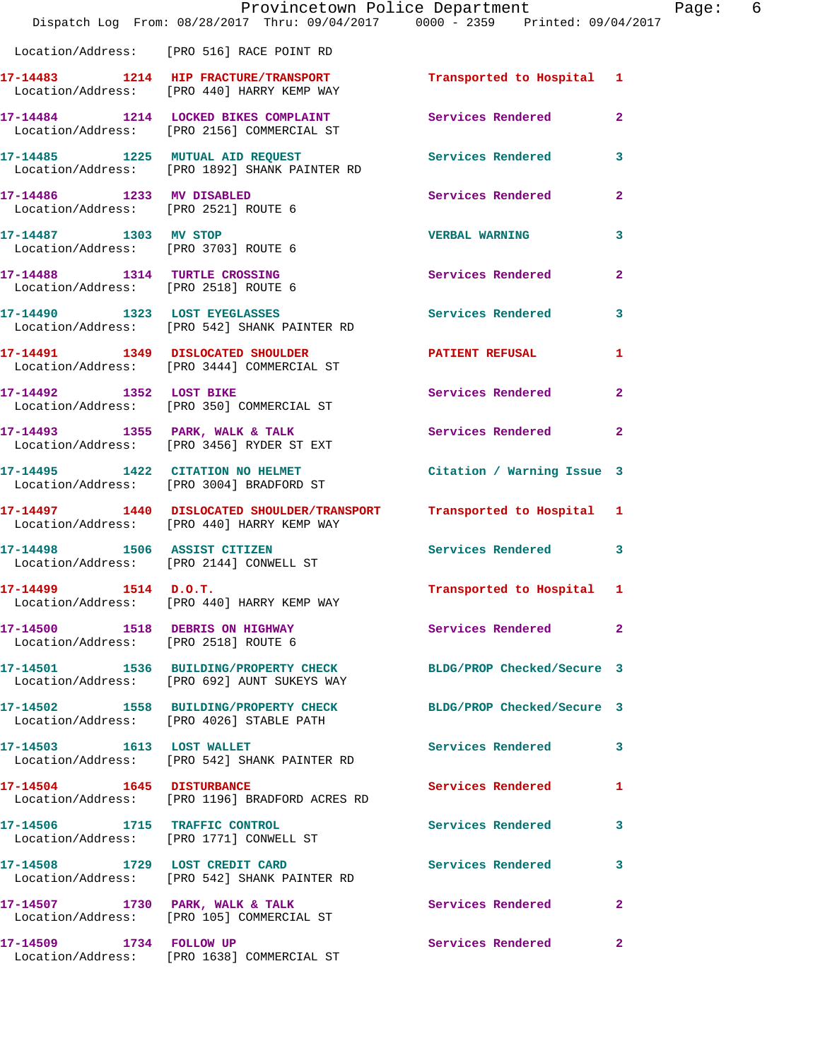Location/Address: [PRO 516] RACE POINT RD

**17-14483** 1214 **HIP FRACTURE/TRANSPORT** Transported to Hospital 1
Location/Address: [PRO 440] HARRY KEMP WAY

**17-14484** 1214 **LOCKED BIKES COMPLAINT** Services Rendered 2
Location/Address: [PRO 2156] COMMERCIAL ST

**17-14485** 1225 **MUTUAL AID REQUEST** Services Rendered 3
Location/Address: [PRO 1892] SHANK PAINTER RD

**17-14486** 1233 **MV DISABLED** Services Rendered 2
Location/Address: [PRO 2521] ROUTE 6

**17-14487** 1303 **MV STOP** VERBAL WARNING 3
Location/Address: [PRO 3703] ROUTE 6

**17-14488** 1314 **TURTLE CROSSING** Services Rendered 2
Location/Address: [PRO 2518] ROUTE 6

**17-14490** 1323 **LOST EYEGLASSES** Services Rendered 3
Location/Address: [PRO 542] SHANK PAINTER RD

**17-14491** 1349 **DISLOCATED SHOULDER** PATIENT REFUSAL 1
Location/Address: [PRO 3444] COMMERCIAL ST

**17-14492** 1352 **LOST BIKE** Services Rendered 2
Location/Address: [PRO 350] COMMERCIAL ST

**17-14493** 1355 **PARK, WALK & TALK** Services Rendered 2
Location/Address: [PRO 3456] RYDER ST EXT

**17-14495** 1422 **CITATION NO HELMET** Citation / Warning Issue 3
Location/Address: [PRO 3004] BRADFORD ST

**17-14497** 1440 **DISLOCATED SHOULDER/TRANSPORT** Transported to Hospital 1
Location/Address: [PRO 440] HARRY KEMP WAY

**17-14498** 1506 **ASSIST CITIZEN** Services Rendered 3
Location/Address: [PRO 2144] CONWELL ST

**17-14499** 1514 **D.O.T.** Transported to Hospital 1
Location/Address: [PRO 440] HARRY KEMP WAY

**17-14500** 1518 **DEBRIS ON HIGHWAY** Services Rendered 2
Location/Address: [PRO 2518] ROUTE 6

**17-14501** 1536 **BUILDING/PROPERTY CHECK** BLDG/PROP Checked/Secure 3
Location/Address: [PRO 692] AUNT SUKEYS WAY

**17-14502** 1558 **BUILDING/PROPERTY CHECK** BLDG/PROP Checked/Secure 3
Location/Address: [PRO 4026] STABLE PATH

**17-14503** 1613 **LOST WALLET** Services Rendered 3
Location/Address: [PRO 542] SHANK PAINTER RD

**17-14504** 1645 **DISTURBANCE** Services Rendered 1
Location/Address: [PRO 1196] BRADFORD ACRES RD

**17-14506** 1715 **TRAFFIC CONTROL** Services Rendered 3
Location/Address: [PRO 1771] CONWELL ST

**17-14508** 1729 **LOST CREDIT CARD** Services Rendered 3
Location/Address: [PRO 542] SHANK PAINTER RD

**17-14507** 1730 **PARK, WALK & TALK** Services Rendered 2
Location/Address: [PRO 105] COMMERCIAL ST

**17-14509** 1734 **FOLLOW UP** Services Rendered 2
Location/Address: [PRO 1638] COMMERCIAL ST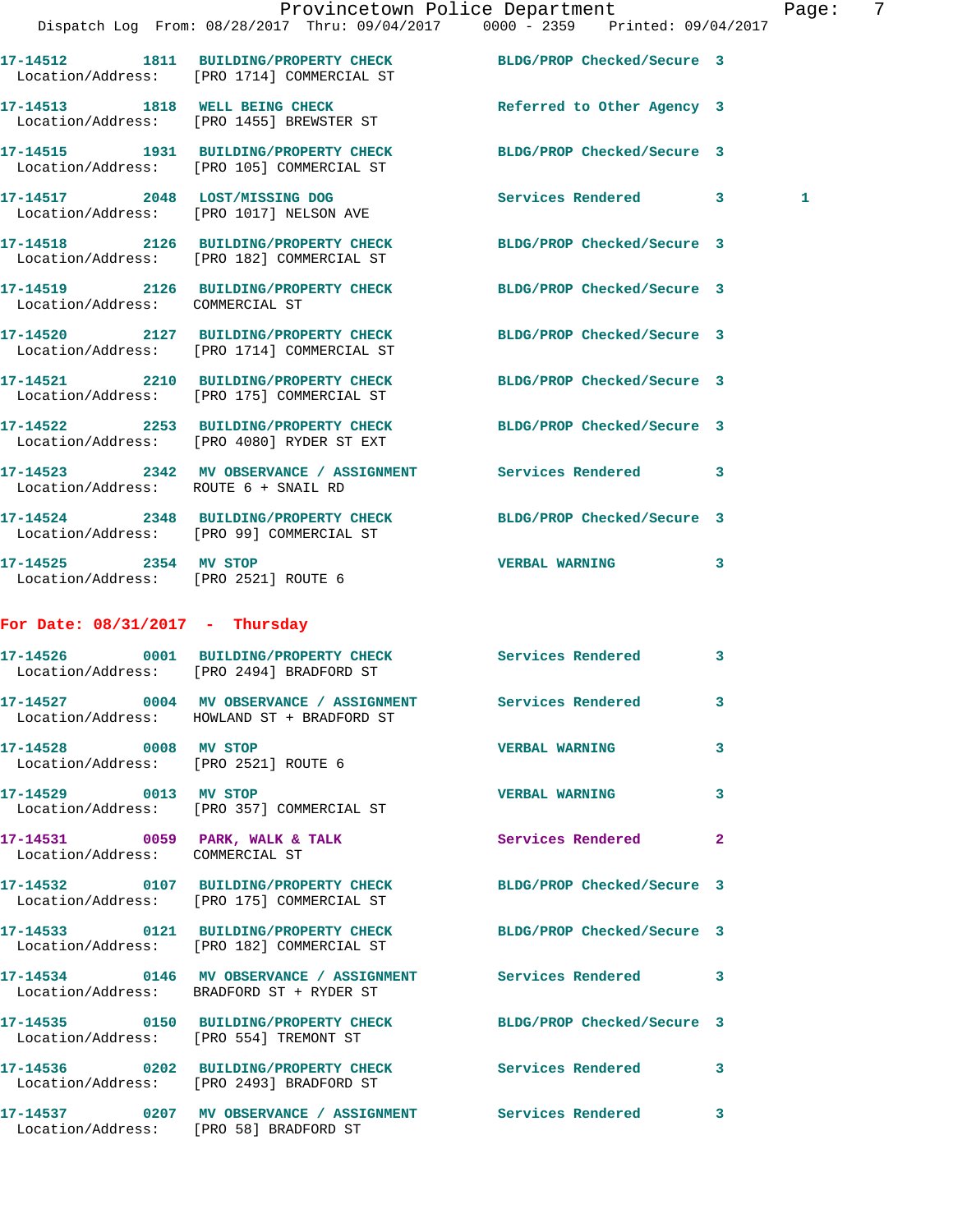17-14512 1811 BUILDING/PROPERTY CHECK BLDG/PROP Checked/Secure 3
Location/Address: [PRO 1714] COMMERCIAL ST

17-14513 1818 WELL BEING CHECK Referred to Other Agency 3
Location/Address: [PRO 1455] BREWSTER ST

17-14515 1931 BUILDING/PROPERTY CHECK BLDG/PROP Checked/Secure 3
Location/Address: [PRO 105] COMMERCIAL ST

17-14517 2048 LOST/MISSING DOG Services Rendered 3 1
Location/Address: [PRO 1017] NELSON AVE

17-14518 2126 BUILDING/PROPERTY CHECK BLDG/PROP Checked/Secure 3
Location/Address: [PRO 182] COMMERCIAL ST

17-14519 2126 BUILDING/PROPERTY CHECK BLDG/PROP Checked/Secure 3
Location/Address: COMMERCIAL ST

17-14520 2127 BUILDING/PROPERTY CHECK BLDG/PROP Checked/Secure 3
Location/Address: [PRO 1714] COMMERCIAL ST

17-14521 2210 BUILDING/PROPERTY CHECK BLDG/PROP Checked/Secure 3
Location/Address: [PRO 175] COMMERCIAL ST

17-14522 2253 BUILDING/PROPERTY CHECK BLDG/PROP Checked/Secure 3
Location/Address: [PRO 4080] RYDER ST EXT

17-14523 2342 MV OBSERVANCE / ASSIGNMENT Services Rendered 3
Location/Address: ROUTE 6 + SNAIL RD

17-14524 2348 BUILDING/PROPERTY CHECK BLDG/PROP Checked/Secure 3
Location/Address: [PRO 99] COMMERCIAL ST

17-14525 2354 MV STOP VERBAL WARNING 3
Location/Address: [PRO 2521] ROUTE 6

**For Date: 08/31/2017 - Thursday**

17-14526 0001 BUILDING/PROPERTY CHECK Services Rendered 3
Location/Address: [PRO 2494] BRADFORD ST

17-14527 0004 MV OBSERVANCE / ASSIGNMENT Services Rendered 3
Location/Address: HOWLAND ST + BRADFORD ST

17-14528 0008 MV STOP VERBAL WARNING 3
Location/Address: [PRO 2521] ROUTE 6

17-14529 0013 MV STOP VERBAL WARNING 3
Location/Address: [PRO 357] COMMERCIAL ST

17-14531 0059 PARK, WALK & TALK Services Rendered 2
Location/Address: COMMERCIAL ST

17-14532 0107 BUILDING/PROPERTY CHECK BLDG/PROP Checked/Secure 3
Location/Address: [PRO 175] COMMERCIAL ST

17-14533 0121 BUILDING/PROPERTY CHECK BLDG/PROP Checked/Secure 3
Location/Address: [PRO 182] COMMERCIAL ST

17-14534 0146 MV OBSERVANCE / ASSIGNMENT Services Rendered 3
Location/Address: BRADFORD ST + RYDER ST

17-14535 0150 BUILDING/PROPERTY CHECK BLDG/PROP Checked/Secure 3
Location/Address: [PRO 554] TREMONT ST

17-14536 0202 BUILDING/PROPERTY CHECK Services Rendered 3
Location/Address: [PRO 2493] BRADFORD ST

17-14537 0207 MV OBSERVANCE / ASSIGNMENT Services Rendered 3
Location/Address: [PRO 58] BRADFORD ST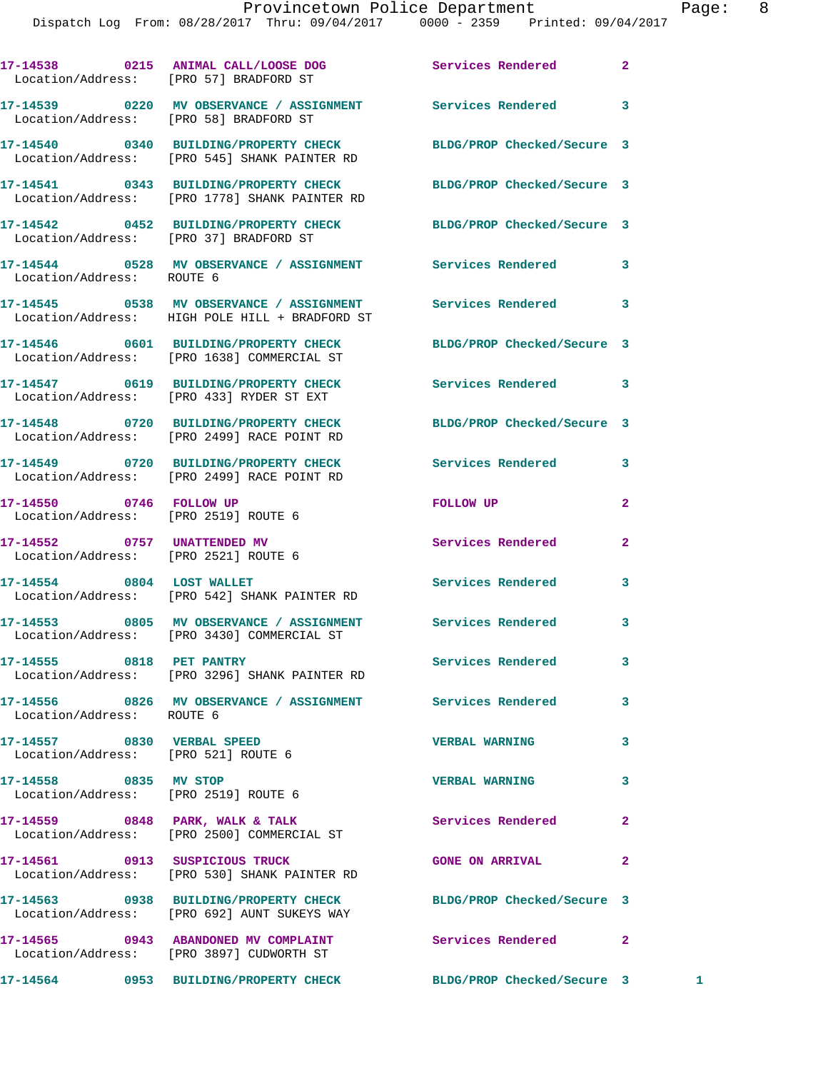17-14538 0215 ANIMAL CALL/LOOSE DOG Services Rendered 2
Location/Address: [PRO 57] BRADFORD ST

17-14539 0220 MV OBSERVANCE / ASSIGNMENT Services Rendered 3
Location/Address: [PRO 58] BRADFORD ST

17-14540 0340 BUILDING/PROPERTY CHECK BLDG/PROP Checked/Secure 3
Location/Address: [PRO 545] SHANK PAINTER RD

17-14541 0343 BUILDING/PROPERTY CHECK BLDG/PROP Checked/Secure 3
Location/Address: [PRO 1778] SHANK PAINTER RD

17-14542 0452 BUILDING/PROPERTY CHECK BLDG/PROP Checked/Secure 3
Location/Address: [PRO 37] BRADFORD ST

17-14544 0528 MV OBSERVANCE / ASSIGNMENT Services Rendered 3
Location/Address: ROUTE 6

17-14545 0538 MV OBSERVANCE / ASSIGNMENT Services Rendered 3
Location/Address: HIGH POLE HILL + BRADFORD ST

17-14546 0601 BUILDING/PROPERTY CHECK BLDG/PROP Checked/Secure 3
Location/Address: [PRO 1638] COMMERCIAL ST

17-14547 0619 BUILDING/PROPERTY CHECK Services Rendered 3
Location/Address: [PRO 433] RYDER ST EXT

17-14548 0720 BUILDING/PROPERTY CHECK BLDG/PROP Checked/Secure 3
Location/Address: [PRO 2499] RACE POINT RD

17-14549 0720 BUILDING/PROPERTY CHECK Services Rendered 3
Location/Address: [PRO 2499] RACE POINT RD

17-14550 0746 FOLLOW UP FOLLOW UP 2
Location/Address: [PRO 2519] ROUTE 6

17-14552 0757 UNATTENDED MV Services Rendered 2
Location/Address: [PRO 2521] ROUTE 6

17-14554 0804 LOST WALLET Services Rendered 3
Location/Address: [PRO 542] SHANK PAINTER RD

17-14553 0805 MV OBSERVANCE / ASSIGNMENT Services Rendered 3
Location/Address: [PRO 3430] COMMERCIAL ST

17-14555 0818 PET PANTRY Services Rendered 3
Location/Address: [PRO 3296] SHANK PAINTER RD

17-14556 0826 MV OBSERVANCE / ASSIGNMENT Services Rendered 3
Location/Address: ROUTE 6

17-14557 0830 VERBAL SPEED VERBAL WARNING 3
Location/Address: [PRO 521] ROUTE 6

17-14558 0835 MV STOP VERBAL WARNING 3
Location/Address: [PRO 2519] ROUTE 6

17-14559 0848 PARK, WALK & TALK Services Rendered 2
Location/Address: [PRO 2500] COMMERCIAL ST

17-14561 0913 SUSPICIOUS TRUCK GONE ON ARRIVAL 2
Location/Address: [PRO 530] SHANK PAINTER RD

17-14563 0938 BUILDING/PROPERTY CHECK BLDG/PROP Checked/Secure 3
Location/Address: [PRO 692] AUNT SUKEYS WAY

17-14565 0943 ABANDONED MV COMPLAINT Services Rendered 2
Location/Address: [PRO 3897] CUDWORTH ST

17-14564 0953 BUILDING/PROPERTY CHECK BLDG/PROP Checked/Secure 3 1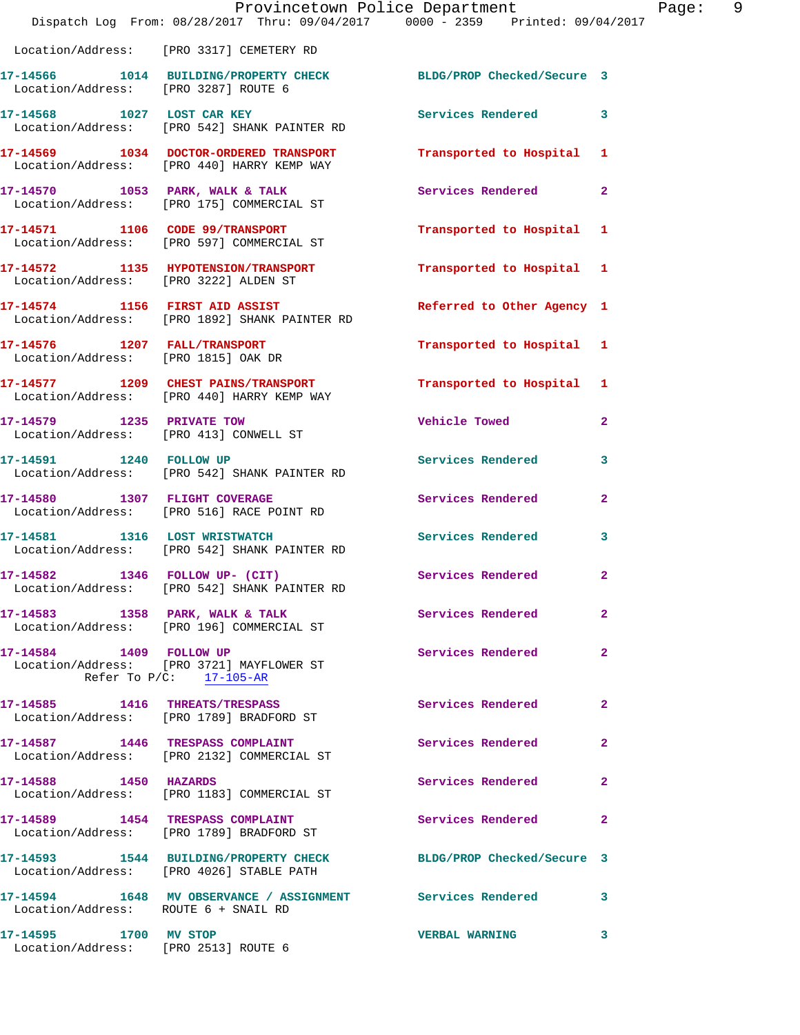Location/Address: [PRO 3317] CEMETERY RD

17-14566 1014 BUILDING/PROPERTY CHECK BLDG/PROP Checked/Secure 3
Location/Address: [PRO 3287] ROUTE 6

17-14568 1027 LOST CAR KEY Services Rendered 3
Location/Address: [PRO 542] SHANK PAINTER RD

17-14569 1034 DOCTOR-ORDERED TRANSPORT Transported to Hospital 1
Location/Address: [PRO 440] HARRY KEMP WAY

17-14570 1053 PARK, WALK & TALK Services Rendered 2
Location/Address: [PRO 175] COMMERCIAL ST

17-14571 1106 CODE 99/TRANSPORT Transported to Hospital 1
Location/Address: [PRO 597] COMMERCIAL ST

17-14572 1135 HYPOTENSION/TRANSPORT Transported to Hospital 1
Location/Address: [PRO 3222] ALDEN ST

17-14574 1156 FIRST AID ASSIST Referred to Other Agency 1
Location/Address: [PRO 1892] SHANK PAINTER RD

17-14576 1207 FALL/TRANSPORT Transported to Hospital 1
Location/Address: [PRO 1815] OAK DR

17-14577 1209 CHEST PAINS/TRANSPORT Transported to Hospital 1
Location/Address: [PRO 440] HARRY KEMP WAY

17-14579 1235 PRIVATE TOW Vehicle Towed 2
Location/Address: [PRO 413] CONWELL ST

17-14591 1240 FOLLOW UP Services Rendered 3
Location/Address: [PRO 542] SHANK PAINTER RD

17-14580 1307 FLIGHT COVERAGE Services Rendered 2
Location/Address: [PRO 516] RACE POINT RD

17-14581 1316 LOST WRISTWATCH Services Rendered 3
Location/Address: [PRO 542] SHANK PAINTER RD

17-14582 1346 FOLLOW UP- (CIT) Services Rendered 2
Location/Address: [PRO 542] SHANK PAINTER RD

17-14583 1358 PARK, WALK & TALK Services Rendered 2
Location/Address: [PRO 196] COMMERCIAL ST

17-14584 1409 FOLLOW UP Services Rendered 2
Location/Address: [PRO 3721] MAYFLOWER ST
Refer To P/C: 17-105-AR

17-14585 1416 THREATS/TRESPASS Services Rendered 2
Location/Address: [PRO 1789] BRADFORD ST

17-14587 1446 TRESPASS COMPLAINT Services Rendered 2
Location/Address: [PRO 2132] COMMERCIAL ST

17-14588 1450 HAZARDS Services Rendered 2
Location/Address: [PRO 1183] COMMERCIAL ST

17-14589 1454 TRESPASS COMPLAINT Services Rendered 2
Location/Address: [PRO 1789] BRADFORD ST

17-14593 1544 BUILDING/PROPERTY CHECK BLDG/PROP Checked/Secure 3
Location/Address: [PRO 4026] STABLE PATH

17-14594 1648 MV OBSERVANCE / ASSIGNMENT Services Rendered 3
Location/Address: ROUTE 6 + SNAIL RD

17-14595 1700 MV STOP VERBAL WARNING 3
Location/Address: [PRO 2513] ROUTE 6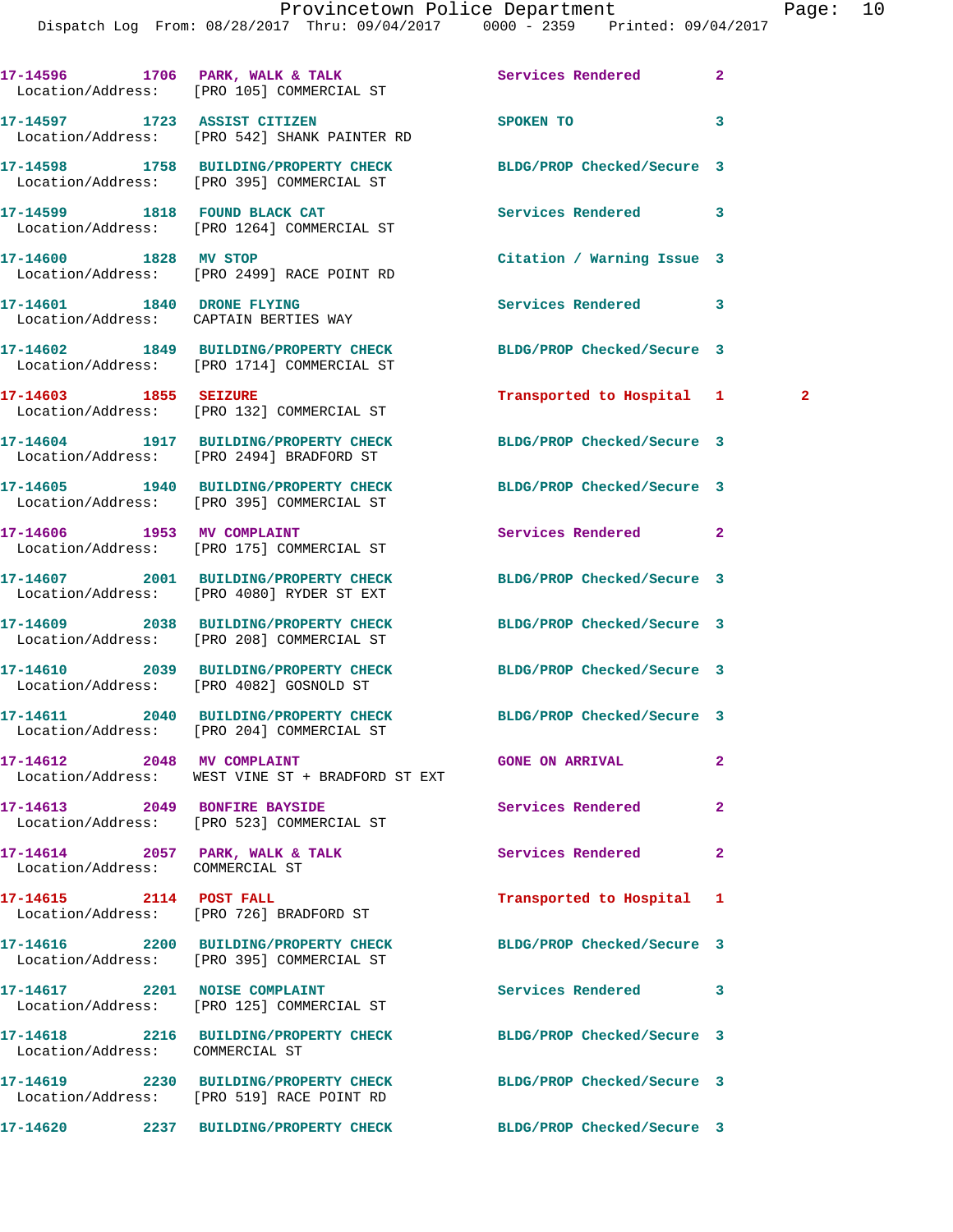17-14596 1706 PARK, WALK & TALK Services Rendered 2
 Location/Address: [PRO 105] COMMERCIAL ST

17-14597 1723 ASSIST CITIZEN SPOKEN TO 3
 Location/Address: [PRO 542] SHANK PAINTER RD

17-14598 1758 BUILDING/PROPERTY CHECK BLDG/PROP Checked/Secure 3
 Location/Address: [PRO 395] COMMERCIAL ST

17-14599 1818 FOUND BLACK CAT Services Rendered 3
 Location/Address: [PRO 1264] COMMERCIAL ST

17-14600 1828 MV STOP Citation / Warning Issue 3
 Location/Address: [PRO 2499] RACE POINT RD

17-14601 1840 DRONE FLYING Services Rendered 3
 Location/Address: CAPTAIN BERTIES WAY

17-14602 1849 BUILDING/PROPERTY CHECK BLDG/PROP Checked/Secure 3
 Location/Address: [PRO 1714] COMMERCIAL ST

17-14603 1855 SEIZURE Transported to Hospital 1 2
 Location/Address: [PRO 132] COMMERCIAL ST

17-14604 1917 BUILDING/PROPERTY CHECK BLDG/PROP Checked/Secure 3
 Location/Address: [PRO 2494] BRADFORD ST

17-14605 1940 BUILDING/PROPERTY CHECK BLDG/PROP Checked/Secure 3
 Location/Address: [PRO 395] COMMERCIAL ST

17-14606 1953 MV COMPLAINT Services Rendered 2
 Location/Address: [PRO 175] COMMERCIAL ST

17-14607 2001 BUILDING/PROPERTY CHECK BLDG/PROP Checked/Secure 3
 Location/Address: [PRO 4080] RYDER ST EXT

17-14609 2038 BUILDING/PROPERTY CHECK BLDG/PROP Checked/Secure 3
 Location/Address: [PRO 208] COMMERCIAL ST

17-14610 2039 BUILDING/PROPERTY CHECK BLDG/PROP Checked/Secure 3
 Location/Address: [PRO 4082] GOSNOLD ST

17-14611 2040 BUILDING/PROPERTY CHECK BLDG/PROP Checked/Secure 3
 Location/Address: [PRO 204] COMMERCIAL ST

17-14612 2048 MV COMPLAINT GONE ON ARRIVAL 2
 Location/Address: WEST VINE ST + BRADFORD ST EXT

17-14613 2049 BONFIRE BAYSIDE Services Rendered 2
 Location/Address: [PRO 523] COMMERCIAL ST

17-14614 2057 PARK, WALK & TALK Services Rendered 2
 Location/Address: COMMERCIAL ST

17-14615 2114 POST FALL Transported to Hospital 1
 Location/Address: [PRO 726] BRADFORD ST

17-14616 2200 BUILDING/PROPERTY CHECK BLDG/PROP Checked/Secure 3
 Location/Address: [PRO 395] COMMERCIAL ST

17-14617 2201 NOISE COMPLAINT Services Rendered 3
 Location/Address: [PRO 125] COMMERCIAL ST

17-14618 2216 BUILDING/PROPERTY CHECK BLDG/PROP Checked/Secure 3
 Location/Address: COMMERCIAL ST

17-14619 2230 BUILDING/PROPERTY CHECK BLDG/PROP Checked/Secure 3
 Location/Address: [PRO 519] RACE POINT RD

17-14620 2237 BUILDING/PROPERTY CHECK BLDG/PROP Checked/Secure 3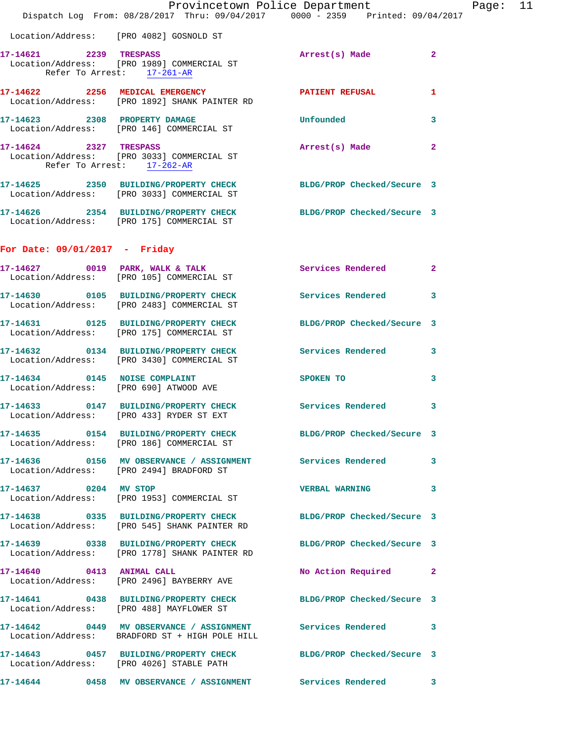Location/Address: [PRO 4082] GOSNOLD ST

**17-14621** 2239 TRESPASS — Arrest(s) Made — 2
Location/Address: [PRO 1989] COMMERCIAL ST
Refer To Arrest: 17-261-AR

**17-14622** 2256 MEDICAL EMERGENCY — PATIENT REFUSAL — 1
Location/Address: [PRO 1892] SHANK PAINTER RD

**17-14623** 2308 PROPERTY DAMAGE — Unfounded — 3
Location/Address: [PRO 146] COMMERCIAL ST

**17-14624** 2327 TRESPASS — Arrest(s) Made — 2
Location/Address: [PRO 3033] COMMERCIAL ST
Refer To Arrest: 17-262-AR

**17-14625** 2350 BUILDING/PROPERTY CHECK — BLDG/PROP Checked/Secure — 3
Location/Address: [PRO 3033] COMMERCIAL ST

**17-14626** 2354 BUILDING/PROPERTY CHECK — BLDG/PROP Checked/Secure — 3
Location/Address: [PRO 175] COMMERCIAL ST

## For Date: 09/01/2017 - Friday

**17-14627** 0019 PARK, WALK & TALK — Services Rendered — 2
Location/Address: [PRO 105] COMMERCIAL ST

**17-14630** 0105 BUILDING/PROPERTY CHECK — Services Rendered — 3
Location/Address: [PRO 2483] COMMERCIAL ST

**17-14631** 0125 BUILDING/PROPERTY CHECK — BLDG/PROP Checked/Secure — 3
Location/Address: [PRO 175] COMMERCIAL ST

**17-14632** 0134 BUILDING/PROPERTY CHECK — Services Rendered — 3
Location/Address: [PRO 3430] COMMERCIAL ST

**17-14634** 0145 NOISE COMPLAINT — SPOKEN TO — 3
Location/Address: [PRO 690] ATWOOD AVE

**17-14633** 0147 BUILDING/PROPERTY CHECK — Services Rendered — 3
Location/Address: [PRO 433] RYDER ST EXT

**17-14635** 0154 BUILDING/PROPERTY CHECK — BLDG/PROP Checked/Secure — 3
Location/Address: [PRO 186] COMMERCIAL ST

**17-14636** 0156 MV OBSERVANCE / ASSIGNMENT — Services Rendered — 3
Location/Address: [PRO 2494] BRADFORD ST

**17-14637** 0204 MV STOP — VERBAL WARNING — 3
Location/Address: [PRO 1953] COMMERCIAL ST

**17-14638** 0335 BUILDING/PROPERTY CHECK — BLDG/PROP Checked/Secure — 3
Location/Address: [PRO 545] SHANK PAINTER RD

**17-14639** 0338 BUILDING/PROPERTY CHECK — BLDG/PROP Checked/Secure — 3
Location/Address: [PRO 1778] SHANK PAINTER RD

**17-14640** 0413 ANIMAL CALL — No Action Required — 2
Location/Address: [PRO 2496] BAYBERRY AVE

**17-14641** 0438 BUILDING/PROPERTY CHECK — BLDG/PROP Checked/Secure — 3
Location/Address: [PRO 488] MAYFLOWER ST

**17-14642** 0449 MV OBSERVANCE / ASSIGNMENT — Services Rendered — 3
Location/Address: BRADFORD ST + HIGH POLE HILL

**17-14643** 0457 BUILDING/PROPERTY CHECK — BLDG/PROP Checked/Secure — 3
Location/Address: [PRO 4026] STABLE PATH

**17-14644** 0458 MV OBSERVANCE / ASSIGNMENT — Services Rendered — 3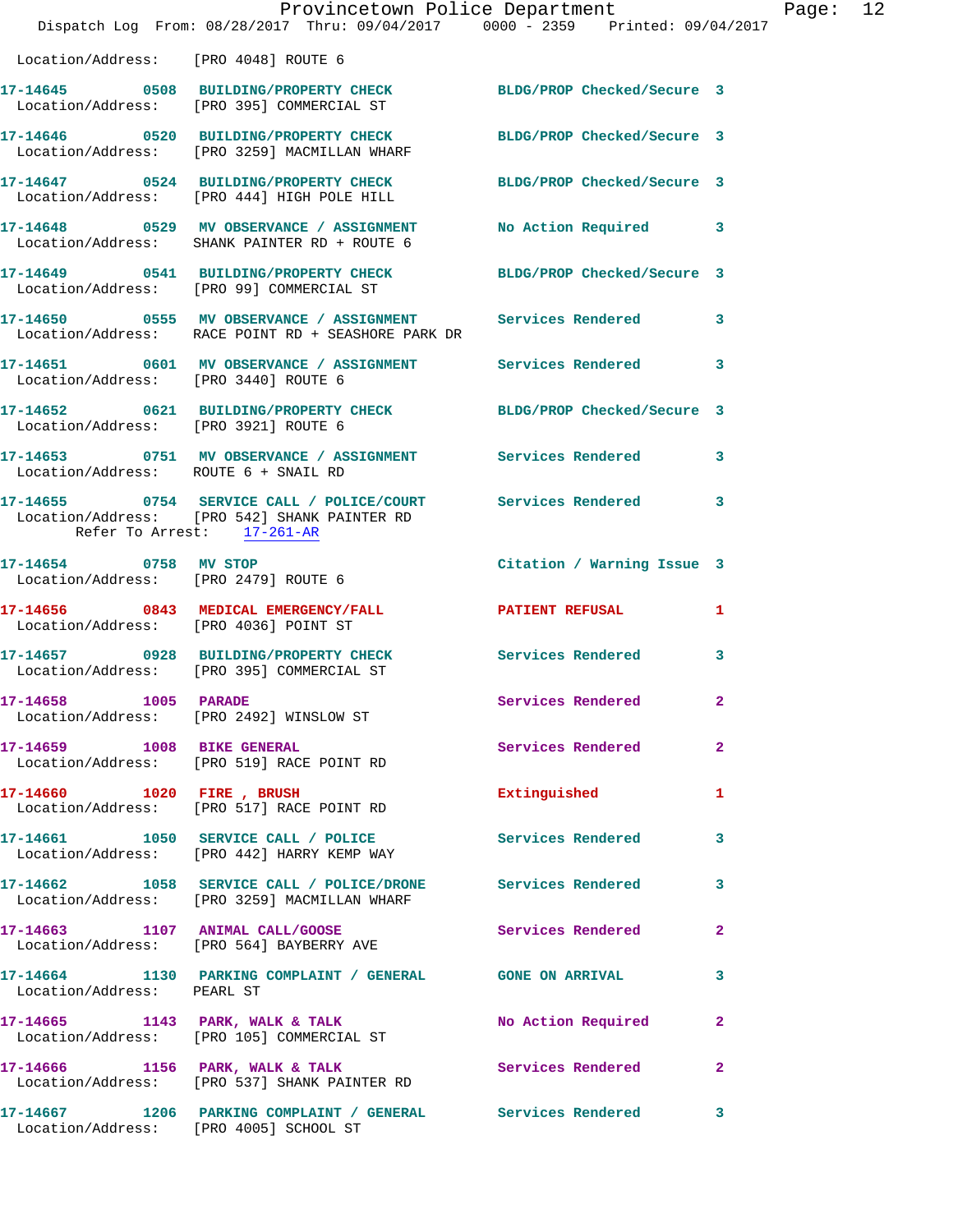Location/Address: [PRO 4048] ROUTE 6

**17-14645** 0508 **BUILDING/PROPERTY CHECK** BLDG/PROP Checked/Secure 3
Location/Address: [PRO 395] COMMERCIAL ST

**17-14646** 0520 **BUILDING/PROPERTY CHECK** BLDG/PROP Checked/Secure 3
Location/Address: [PRO 3259] MACMILLAN WHARF

**17-14647** 0524 **BUILDING/PROPERTY CHECK** BLDG/PROP Checked/Secure 3
Location/Address: [PRO 444] HIGH POLE HILL

**17-14648** 0529 **MV OBSERVANCE / ASSIGNMENT** No Action Required 3
Location/Address: SHANK PAINTER RD + ROUTE 6

**17-14649** 0541 **BUILDING/PROPERTY CHECK** BLDG/PROP Checked/Secure 3
Location/Address: [PRO 99] COMMERCIAL ST

**17-14650** 0555 **MV OBSERVANCE / ASSIGNMENT** Services Rendered 3
Location/Address: RACE POINT RD + SEASHORE PARK DR

**17-14651** 0601 **MV OBSERVANCE / ASSIGNMENT** Services Rendered 3
Location/Address: [PRO 3440] ROUTE 6

**17-14652** 0621 **BUILDING/PROPERTY CHECK** BLDG/PROP Checked/Secure 3
Location/Address: [PRO 3921] ROUTE 6

**17-14653** 0751 **MV OBSERVANCE / ASSIGNMENT** Services Rendered 3
Location/Address: ROUTE 6 + SNAIL RD

**17-14655** 0754 **SERVICE CALL / POLICE/COURT** Services Rendered 3
Location/Address: [PRO 542] SHANK PAINTER RD
Refer To Arrest: 17-261-AR

**17-14654** 0758 **MV STOP** Citation / Warning Issue 3
Location/Address: [PRO 2479] ROUTE 6

**17-14656** 0843 **MEDICAL EMERGENCY/FALL** PATIENT REFUSAL 1
Location/Address: [PRO 4036] POINT ST

**17-14657** 0928 **BUILDING/PROPERTY CHECK** Services Rendered 3
Location/Address: [PRO 395] COMMERCIAL ST

**17-14658** 1005 **PARADE** Services Rendered 2
Location/Address: [PRO 2492] WINSLOW ST

**17-14659** 1008 **BIKE GENERAL** Services Rendered 2
Location/Address: [PRO 519] RACE POINT RD

**17-14660** 1020 **FIRE , BRUSH** Extinguished 1
Location/Address: [PRO 517] RACE POINT RD

**17-14661** 1050 **SERVICE CALL / POLICE** Services Rendered 3
Location/Address: [PRO 442] HARRY KEMP WAY

**17-14662** 1058 **SERVICE CALL / POLICE/DRONE** Services Rendered 3
Location/Address: [PRO 3259] MACMILLAN WHARF

**17-14663** 1107 **ANIMAL CALL/GOOSE** Services Rendered 2
Location/Address: [PRO 564] BAYBERRY AVE

**17-14664** 1130 **PARKING COMPLAINT / GENERAL** GONE ON ARRIVAL 3
Location/Address: PEARL ST

**17-14665** 1143 **PARK, WALK & TALK** No Action Required 2
Location/Address: [PRO 105] COMMERCIAL ST

**17-14666** 1156 **PARK, WALK & TALK** Services Rendered 2
Location/Address: [PRO 537] SHANK PAINTER RD

**17-14667** 1206 **PARKING COMPLAINT / GENERAL** Services Rendered 3
Location/Address: [PRO 4005] SCHOOL ST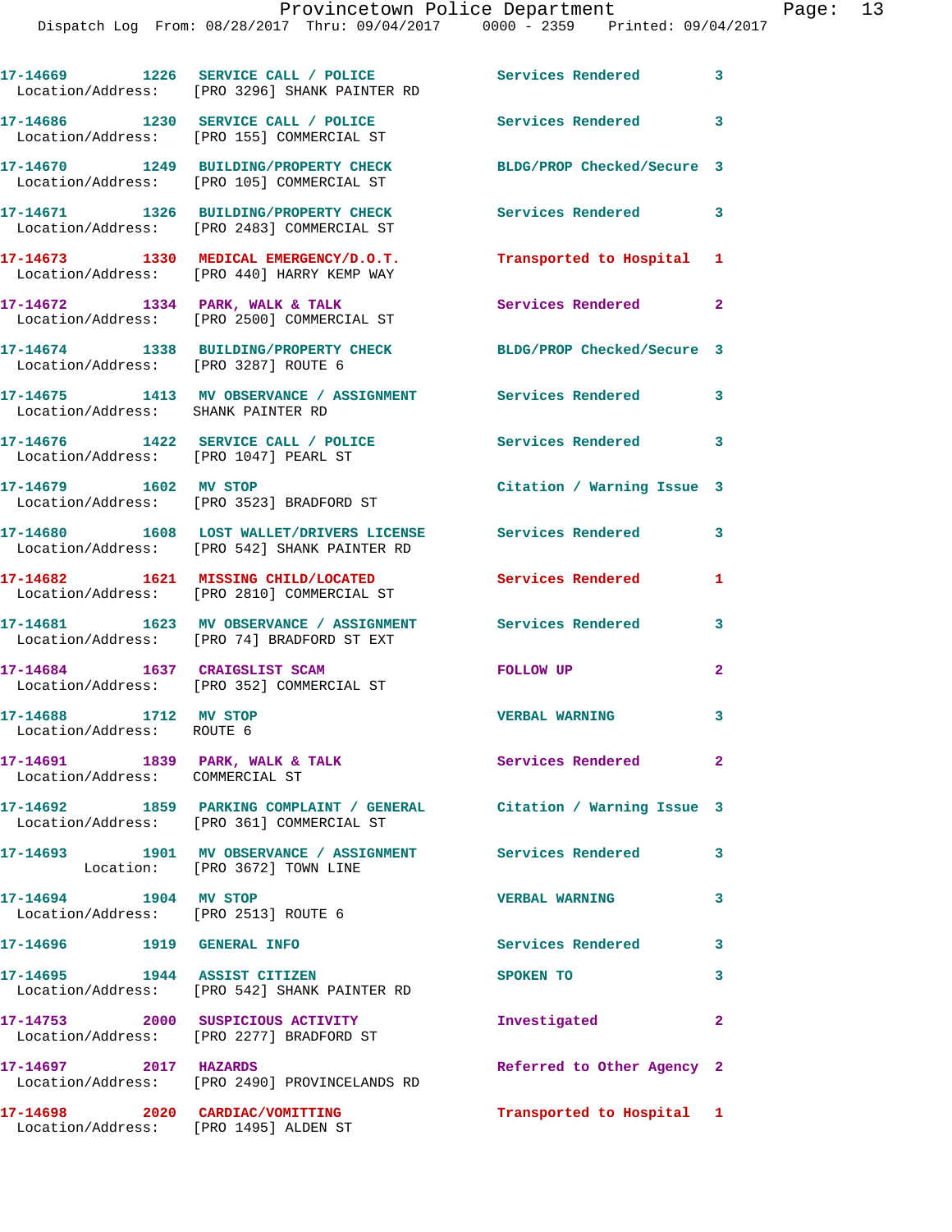| Call # | Time | Call Type | Disposition | Priority |
|---|---|---|---|---|
| 17-14669 | 1226 | SERVICE CALL / POLICE | Services Rendered | 3 |
| Location/Address: [PRO 3296] SHANK PAINTER RD | | | | |
| 17-14686 | 1230 | SERVICE CALL / POLICE | Services Rendered | 3 |
| Location/Address: [PRO 155] COMMERCIAL ST | | | | |
| 17-14670 | 1249 | BUILDING/PROPERTY CHECK | BLDG/PROP Checked/Secure | 3 |
| Location/Address: [PRO 105] COMMERCIAL ST | | | | |
| 17-14671 | 1326 | BUILDING/PROPERTY CHECK | Services Rendered | 3 |
| Location/Address: [PRO 2483] COMMERCIAL ST | | | | |
| 17-14673 | 1330 | MEDICAL EMERGENCY/D.O.T. | Transported to Hospital | 1 |
| Location/Address: [PRO 440] HARRY KEMP WAY | | | | |
| 17-14672 | 1334 | PARK, WALK & TALK | Services Rendered | 2 |
| Location/Address: [PRO 2500] COMMERCIAL ST | | | | |
| 17-14674 | 1338 | BUILDING/PROPERTY CHECK | BLDG/PROP Checked/Secure | 3 |
| Location/Address: [PRO 3287] ROUTE 6 | | | | |
| 17-14675 | 1413 | MV OBSERVANCE / ASSIGNMENT | Services Rendered | 3 |
| Location/Address: SHANK PAINTER RD | | | | |
| 17-14676 | 1422 | SERVICE CALL / POLICE | Services Rendered | 3 |
| Location/Address: [PRO 1047] PEARL ST | | | | |
| 17-14679 | 1602 | MV STOP | Citation / Warning Issue | 3 |
| Location/Address: [PRO 3523] BRADFORD ST | | | | |
| 17-14680 | 1608 | LOST WALLET/DRIVERS LICENSE | Services Rendered | 3 |
| Location/Address: [PRO 542] SHANK PAINTER RD | | | | |
| 17-14682 | 1621 | MISSING CHILD/LOCATED | Services Rendered | 1 |
| Location/Address: [PRO 2810] COMMERCIAL ST | | | | |
| 17-14681 | 1623 | MV OBSERVANCE / ASSIGNMENT | Services Rendered | 3 |
| Location/Address: [PRO 74] BRADFORD ST EXT | | | | |
| 17-14684 | 1637 | CRAIGSLIST SCAM | FOLLOW UP | 2 |
| Location/Address: [PRO 352] COMMERCIAL ST | | | | |
| 17-14688 | 1712 | MV STOP | VERBAL WARNING | 3 |
| Location/Address: ROUTE 6 | | | | |
| 17-14691 | 1839 | PARK, WALK & TALK | Services Rendered | 2 |
| Location/Address: COMMERCIAL ST | | | | |
| 17-14692 | 1859 | PARKING COMPLAINT / GENERAL | Citation / Warning Issue | 3 |
| Location/Address: [PRO 361] COMMERCIAL ST | | | | |
| 17-14693 | 1901 | MV OBSERVANCE / ASSIGNMENT | Services Rendered | 3 |
| Location: [PRO 3672] TOWN LINE | | | | |
| 17-14694 | 1904 | MV STOP | VERBAL WARNING | 3 |
| Location/Address: [PRO 2513] ROUTE 6 | | | | |
| 17-14696 | 1919 | GENERAL INFO | Services Rendered | 3 |
| 17-14695 | 1944 | ASSIST CITIZEN | SPOKEN TO | 3 |
| Location/Address: [PRO 542] SHANK PAINTER RD | | | | |
| 17-14753 | 2000 | SUSPICIOUS ACTIVITY | Investigated | 2 |
| Location/Address: [PRO 2277] BRADFORD ST | | | | |
| 17-14697 | 2017 | HAZARDS | Referred to Other Agency | 2 |
| Location/Address: [PRO 2490] PROVINCELANDS RD | | | | |
| 17-14698 | 2020 | CARDIAC/VOMITTING | Transported to Hospital | 1 |
| Location/Address: [PRO 1495] ALDEN ST | | | | |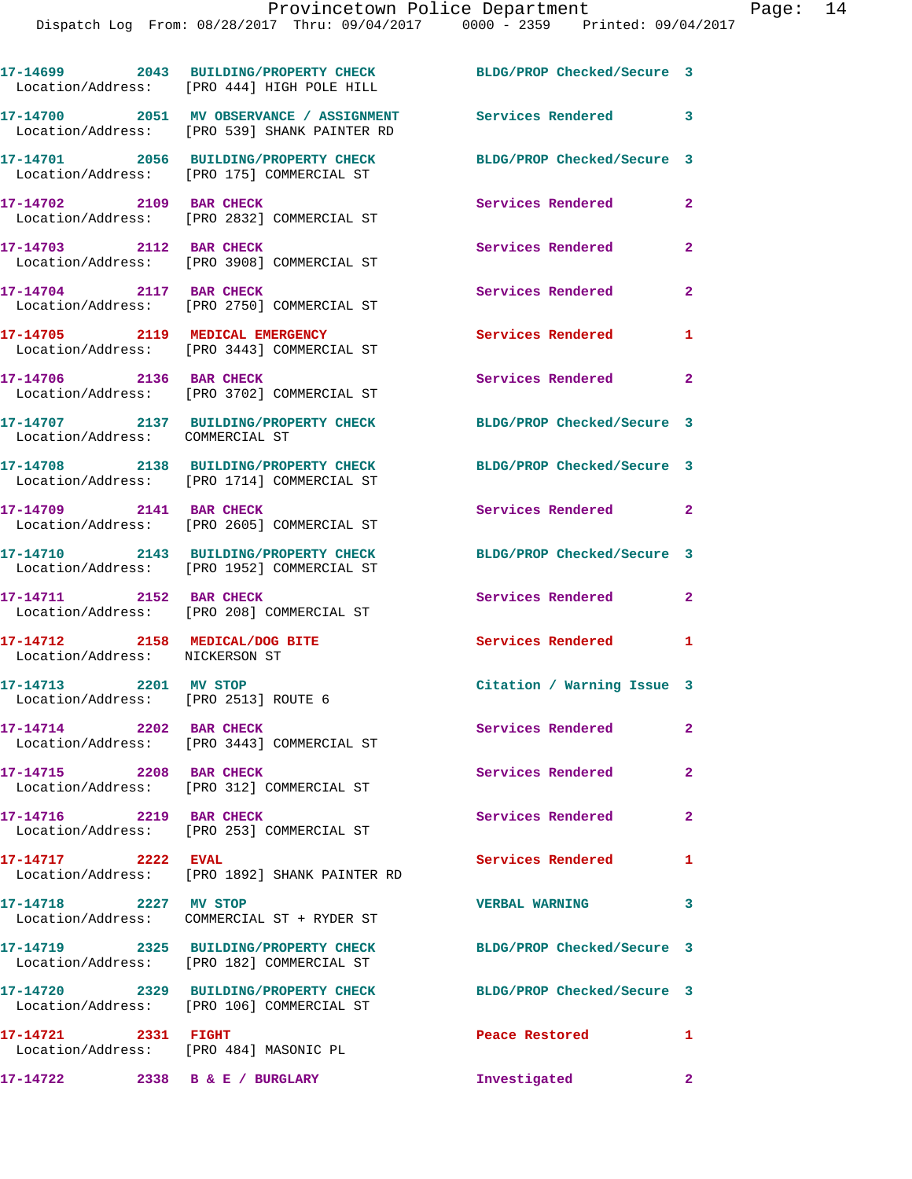17-14699 2043 BUILDING/PROPERTY CHECK BLDG/PROP Checked/Secure 3
Location/Address: [PRO 444] HIGH POLE HILL

17-14700 2051 MV OBSERVANCE / ASSIGNMENT Services Rendered 3
Location/Address: [PRO 539] SHANK PAINTER RD

17-14701 2056 BUILDING/PROPERTY CHECK BLDG/PROP Checked/Secure 3
Location/Address: [PRO 175] COMMERCIAL ST

17-14702 2109 BAR CHECK Services Rendered 2
Location/Address: [PRO 2832] COMMERCIAL ST

17-14703 2112 BAR CHECK Services Rendered 2
Location/Address: [PRO 3908] COMMERCIAL ST

17-14704 2117 BAR CHECK Services Rendered 2
Location/Address: [PRO 2750] COMMERCIAL ST

17-14705 2119 MEDICAL EMERGENCY Services Rendered 1
Location/Address: [PRO 3443] COMMERCIAL ST

17-14706 2136 BAR CHECK Services Rendered 2
Location/Address: [PRO 3702] COMMERCIAL ST

17-14707 2137 BUILDING/PROPERTY CHECK BLDG/PROP Checked/Secure 3
Location/Address: COMMERCIAL ST

17-14708 2138 BUILDING/PROPERTY CHECK BLDG/PROP Checked/Secure 3
Location/Address: [PRO 1714] COMMERCIAL ST

17-14709 2141 BAR CHECK Services Rendered 2
Location/Address: [PRO 2605] COMMERCIAL ST

17-14710 2143 BUILDING/PROPERTY CHECK BLDG/PROP Checked/Secure 3
Location/Address: [PRO 1952] COMMERCIAL ST

17-14711 2152 BAR CHECK Services Rendered 2
Location/Address: [PRO 208] COMMERCIAL ST

17-14712 2158 MEDICAL/DOG BITE Services Rendered 1
Location/Address: NICKERSON ST

17-14713 2201 MV STOP Citation / Warning Issue 3
Location/Address: [PRO 2513] ROUTE 6

17-14714 2202 BAR CHECK Services Rendered 2
Location/Address: [PRO 3443] COMMERCIAL ST

17-14715 2208 BAR CHECK Services Rendered 2
Location/Address: [PRO 312] COMMERCIAL ST

17-14716 2219 BAR CHECK Services Rendered 2
Location/Address: [PRO 253] COMMERCIAL ST

17-14717 2222 EVAL Services Rendered 1
Location/Address: [PRO 1892] SHANK PAINTER RD

17-14718 2227 MV STOP VERBAL WARNING 3
Location/Address: COMMERCIAL ST + RYDER ST

17-14719 2325 BUILDING/PROPERTY CHECK BLDG/PROP Checked/Secure 3
Location/Address: [PRO 182] COMMERCIAL ST

17-14720 2329 BUILDING/PROPERTY CHECK BLDG/PROP Checked/Secure 3
Location/Address: [PRO 106] COMMERCIAL ST

17-14721 2331 FIGHT Peace Restored 1
Location/Address: [PRO 484] MASONIC PL

17-14722 2338 B & E / BURGLARY Investigated 2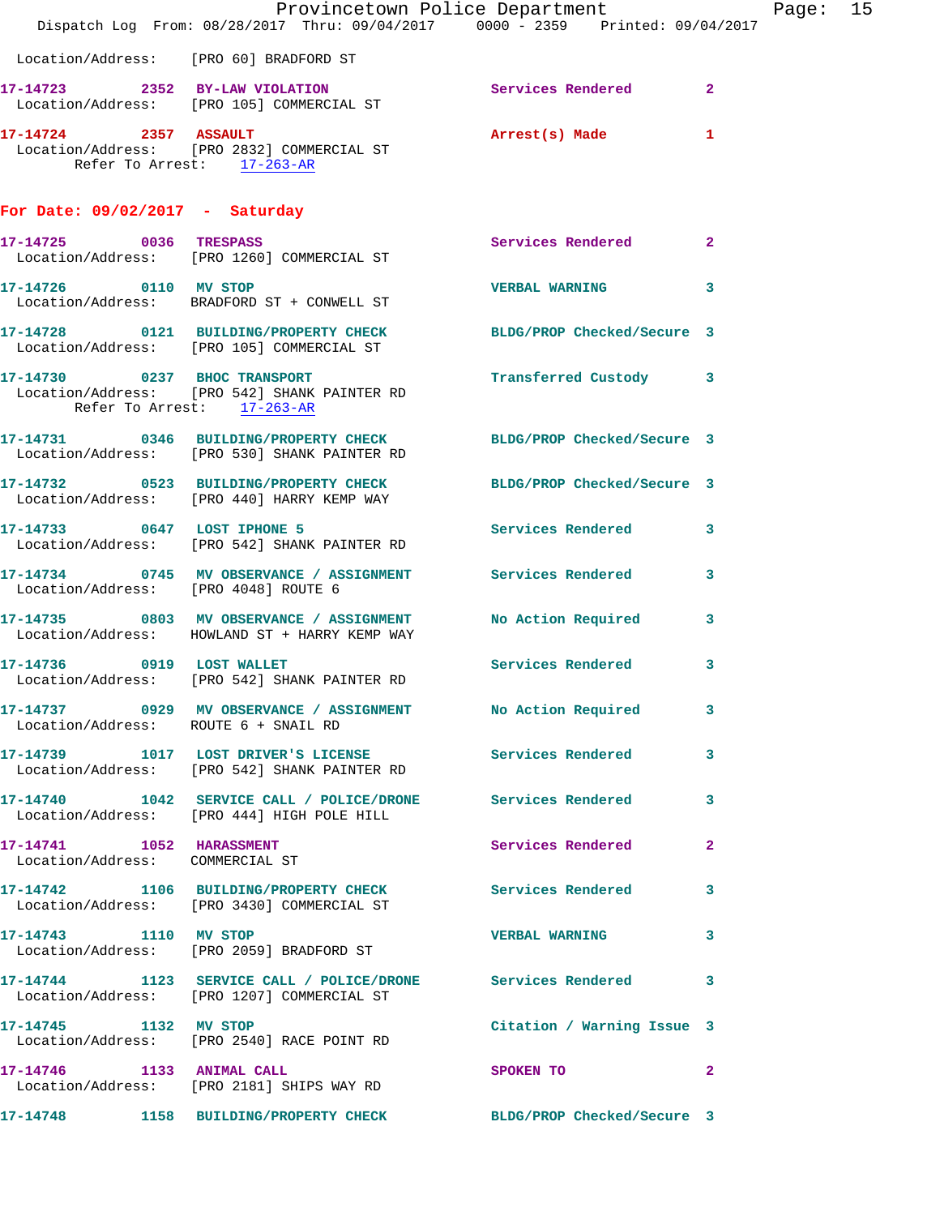Location/Address: [PRO 60] BRADFORD ST

**17-14723 2352 BY-LAW VIOLATION** Services Rendered 2
Location/Address: [PRO 105] COMMERCIAL ST

**17-14724 2357 ASSAULT** Arrest(s) Made 1
Location/Address: [PRO 2832] COMMERCIAL ST
Refer To Arrest: 17-263-AR

## For Date: 09/02/2017 - Saturday

**17-14725 0036 TRESPASS** Services Rendered 2
Location/Address: [PRO 1260] COMMERCIAL ST

**17-14726 0110 MV STOP** VERBAL WARNING 3
Location/Address: BRADFORD ST + CONWELL ST

**17-14728 0121 BUILDING/PROPERTY CHECK** BLDG/PROP Checked/Secure 3
Location/Address: [PRO 105] COMMERCIAL ST

**17-14730 0237 BHOC TRANSPORT** Transferred Custody 3
Location/Address: [PRO 542] SHANK PAINTER RD
Refer To Arrest: 17-263-AR

**17-14731 0346 BUILDING/PROPERTY CHECK** BLDG/PROP Checked/Secure 3
Location/Address: [PRO 530] SHANK PAINTER RD

**17-14732 0523 BUILDING/PROPERTY CHECK** BLDG/PROP Checked/Secure 3
Location/Address: [PRO 440] HARRY KEMP WAY

**17-14733 0647 LOST IPHONE 5** Services Rendered 3
Location/Address: [PRO 542] SHANK PAINTER RD

**17-14734 0745 MV OBSERVANCE / ASSIGNMENT** Services Rendered 3
Location/Address: [PRO 4048] ROUTE 6

**17-14735 0803 MV OBSERVANCE / ASSIGNMENT** No Action Required 3
Location/Address: HOWLAND ST + HARRY KEMP WAY

**17-14736 0919 LOST WALLET** Services Rendered 3
Location/Address: [PRO 542] SHANK PAINTER RD

**17-14737 0929 MV OBSERVANCE / ASSIGNMENT** No Action Required 3
Location/Address: ROUTE 6 + SNAIL RD

**17-14739 1017 LOST DRIVER'S LICENSE** Services Rendered 3
Location/Address: [PRO 542] SHANK PAINTER RD

**17-14740 1042 SERVICE CALL / POLICE/DRONE** Services Rendered 3
Location/Address: [PRO 444] HIGH POLE HILL

**17-14741 1052 HARASSMENT** Services Rendered 2
Location/Address: COMMERCIAL ST

**17-14742 1106 BUILDING/PROPERTY CHECK** Services Rendered 3
Location/Address: [PRO 3430] COMMERCIAL ST

**17-14743 1110 MV STOP** VERBAL WARNING 3
Location/Address: [PRO 2059] BRADFORD ST

**17-14744 1123 SERVICE CALL / POLICE/DRONE** Services Rendered 3
Location/Address: [PRO 1207] COMMERCIAL ST

**17-14745 1132 MV STOP** Citation / Warning Issue 3
Location/Address: [PRO 2540] RACE POINT RD

**17-14746 1133 ANIMAL CALL** SPOKEN TO 2
Location/Address: [PRO 2181] SHIPS WAY RD

**17-14748 1158 BUILDING/PROPERTY CHECK** BLDG/PROP Checked/Secure 3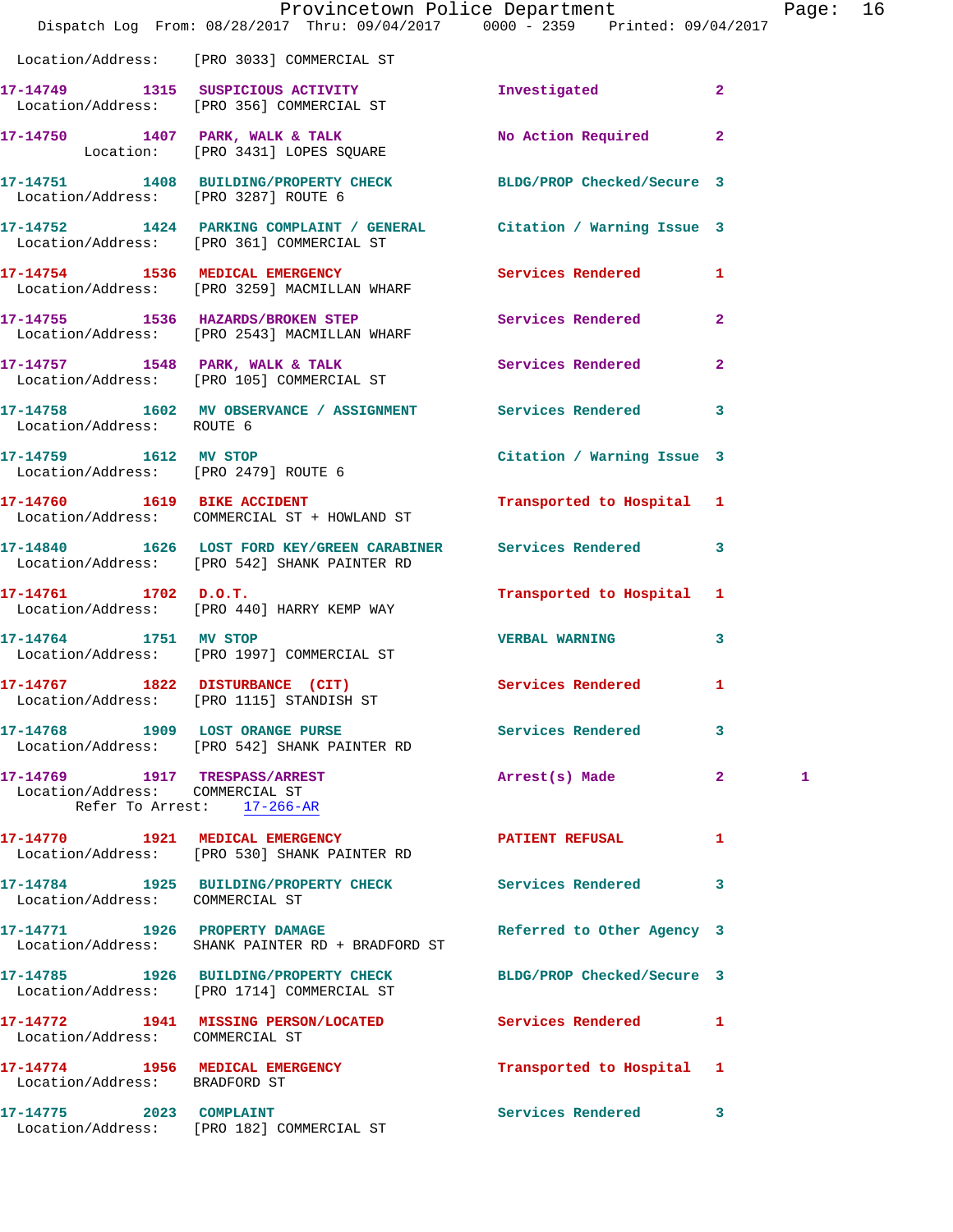Location/Address: [PRO 3033] COMMERCIAL ST

**17-14749** 1315 **SUSPICIOUS ACTIVITY** Investigated 2
Location/Address: [PRO 356] COMMERCIAL ST

**17-14750** 1407 **PARK, WALK & TALK** No Action Required 2
Location: [PRO 3431] LOPES SQUARE

**17-14751** 1408 **BUILDING/PROPERTY CHECK** BLDG/PROP Checked/Secure 3
Location/Address: [PRO 3287] ROUTE 6

**17-14752** 1424 **PARKING COMPLAINT / GENERAL** Citation / Warning Issue 3
Location/Address: [PRO 361] COMMERCIAL ST

**17-14754** 1536 **MEDICAL EMERGENCY** Services Rendered 1
Location/Address: [PRO 3259] MACMILLAN WHARF

**17-14755** 1536 **HAZARDS/BROKEN STEP** Services Rendered 2
Location/Address: [PRO 2543] MACMILLAN WHARF

**17-14757** 1548 **PARK, WALK & TALK** Services Rendered 2
Location/Address: [PRO 105] COMMERCIAL ST

**17-14758** 1602 **MV OBSERVANCE / ASSIGNMENT** Services Rendered 3
Location/Address: ROUTE 6

**17-14759** 1612 **MV STOP** Citation / Warning Issue 3
Location/Address: [PRO 2479] ROUTE 6

**17-14760** 1619 **BIKE ACCIDENT** Transported to Hospital 1
Location/Address: COMMERCIAL ST + HOWLAND ST

**17-14840** 1626 **LOST FORD KEY/GREEN CARABINER** Services Rendered 3
Location/Address: [PRO 542] SHANK PAINTER RD

**17-14761** 1702 **D.O.T.** Transported to Hospital 1
Location/Address: [PRO 440] HARRY KEMP WAY

**17-14764** 1751 **MV STOP** VERBAL WARNING 3
Location/Address: [PRO 1997] COMMERCIAL ST

**17-14767** 1822 **DISTURBANCE (CIT)** Services Rendered 1
Location/Address: [PRO 1115] STANDISH ST

**17-14768** 1909 **LOST ORANGE PURSE** Services Rendered 3
Location/Address: [PRO 542] SHANK PAINTER RD

**17-14769** 1917 **TRESPASS/ARREST** Arrest(s) Made 2 1
Location/Address: COMMERCIAL ST
Refer To Arrest: 17-266-AR

**17-14770** 1921 **MEDICAL EMERGENCY** PATIENT REFUSAL 1
Location/Address: [PRO 530] SHANK PAINTER RD

**17-14784** 1925 **BUILDING/PROPERTY CHECK** Services Rendered 3
Location/Address: COMMERCIAL ST

**17-14771** 1926 **PROPERTY DAMAGE** Referred to Other Agency 3
Location/Address: SHANK PAINTER RD + BRADFORD ST

**17-14785** 1926 **BUILDING/PROPERTY CHECK** BLDG/PROP Checked/Secure 3
Location/Address: [PRO 1714] COMMERCIAL ST

**17-14772** 1941 **MISSING PERSON/LOCATED** Services Rendered 1
Location/Address: COMMERCIAL ST

**17-14774** 1956 **MEDICAL EMERGENCY** Transported to Hospital 1
Location/Address: BRADFORD ST

**17-14775** 2023 **COMPLAINT** Services Rendered 3
Location/Address: [PRO 182] COMMERCIAL ST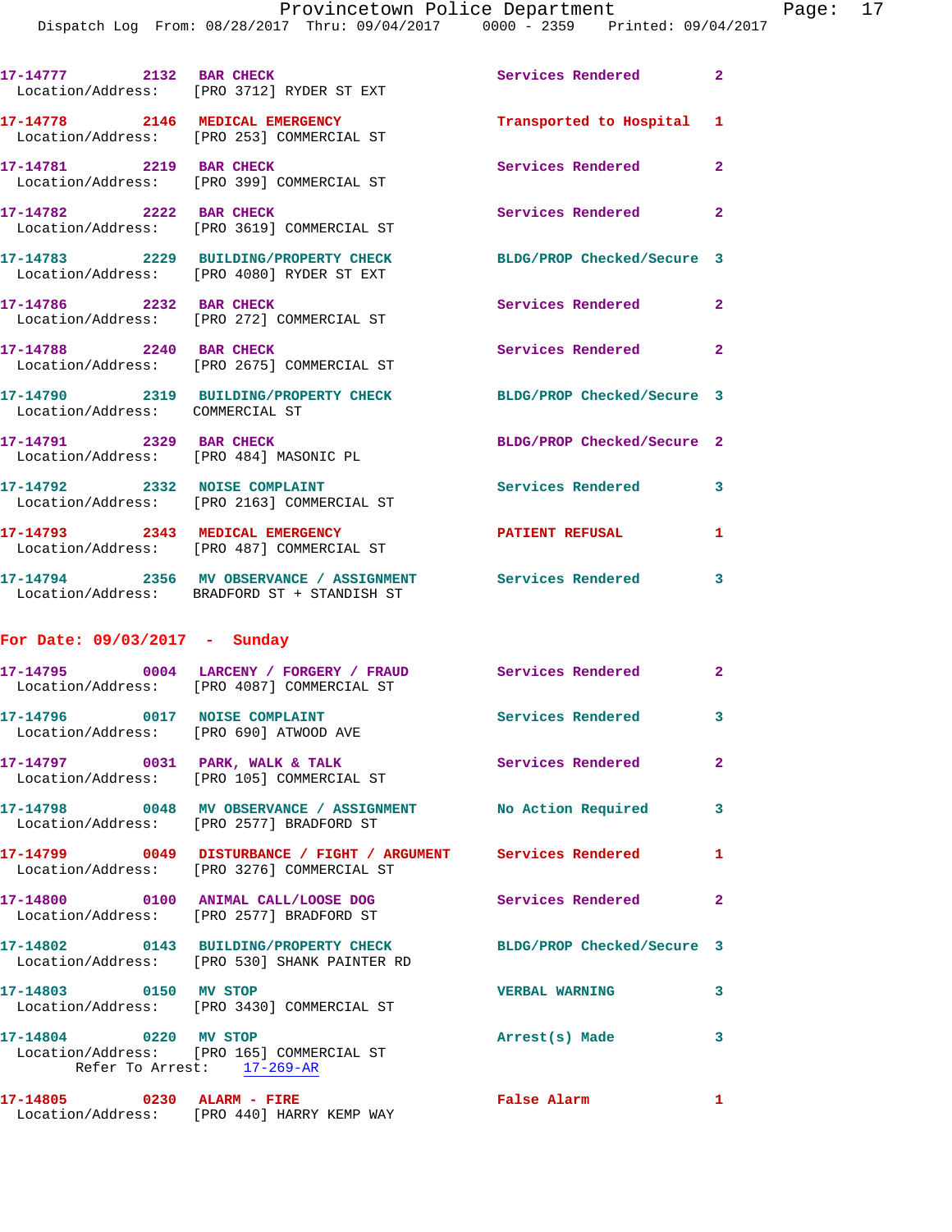17-14777 2132 BAR CHECK Services Rendered 2
Location/Address: [PRO 3712] RYDER ST EXT

17-14778 2146 MEDICAL EMERGENCY Transported to Hospital 1
Location/Address: [PRO 253] COMMERCIAL ST

17-14781 2219 BAR CHECK Services Rendered 2
Location/Address: [PRO 399] COMMERCIAL ST

17-14782 2222 BAR CHECK Services Rendered 2
Location/Address: [PRO 3619] COMMERCIAL ST

17-14783 2229 BUILDING/PROPERTY CHECK BLDG/PROP Checked/Secure 3
Location/Address: [PRO 4080] RYDER ST EXT

17-14786 2232 BAR CHECK Services Rendered 2
Location/Address: [PRO 272] COMMERCIAL ST

17-14788 2240 BAR CHECK Services Rendered 2
Location/Address: [PRO 2675] COMMERCIAL ST

17-14790 2319 BUILDING/PROPERTY CHECK BLDG/PROP Checked/Secure 3
Location/Address: COMMERCIAL ST

17-14791 2329 BAR CHECK BLDG/PROP Checked/Secure 2
Location/Address: [PRO 484] MASONIC PL

17-14792 2332 NOISE COMPLAINT Services Rendered 3
Location/Address: [PRO 2163] COMMERCIAL ST

17-14793 2343 MEDICAL EMERGENCY PATIENT REFUSAL 1
Location/Address: [PRO 487] COMMERCIAL ST

17-14794 2356 MV OBSERVANCE / ASSIGNMENT Services Rendered 3
Location/Address: BRADFORD ST + STANDISH ST

## For Date: 09/03/2017 - Sunday

17-14795 0004 LARCENY / FORGERY / FRAUD Services Rendered 2
Location/Address: [PRO 4087] COMMERCIAL ST

17-14796 0017 NOISE COMPLAINT Services Rendered 3
Location/Address: [PRO 690] ATWOOD AVE

17-14797 0031 PARK, WALK & TALK Services Rendered 2
Location/Address: [PRO 105] COMMERCIAL ST

17-14798 0048 MV OBSERVANCE / ASSIGNMENT No Action Required 3
Location/Address: [PRO 2577] BRADFORD ST

17-14799 0049 DISTURBANCE / FIGHT / ARGUMENT Services Rendered 1
Location/Address: [PRO 3276] COMMERCIAL ST

17-14800 0100 ANIMAL CALL/LOOSE DOG Services Rendered 2
Location/Address: [PRO 2577] BRADFORD ST

17-14802 0143 BUILDING/PROPERTY CHECK BLDG/PROP Checked/Secure 3
Location/Address: [PRO 530] SHANK PAINTER RD

17-14803 0150 MV STOP VERBAL WARNING 3
Location/Address: [PRO 3430] COMMERCIAL ST

17-14804 0220 MV STOP Arrest(s) Made 3
Location/Address: [PRO 165] COMMERCIAL ST
Refer To Arrest: 17-269-AR

17-14805 0230 ALARM - FIRE False Alarm 1
Location/Address: [PRO 440] HARRY KEMP WAY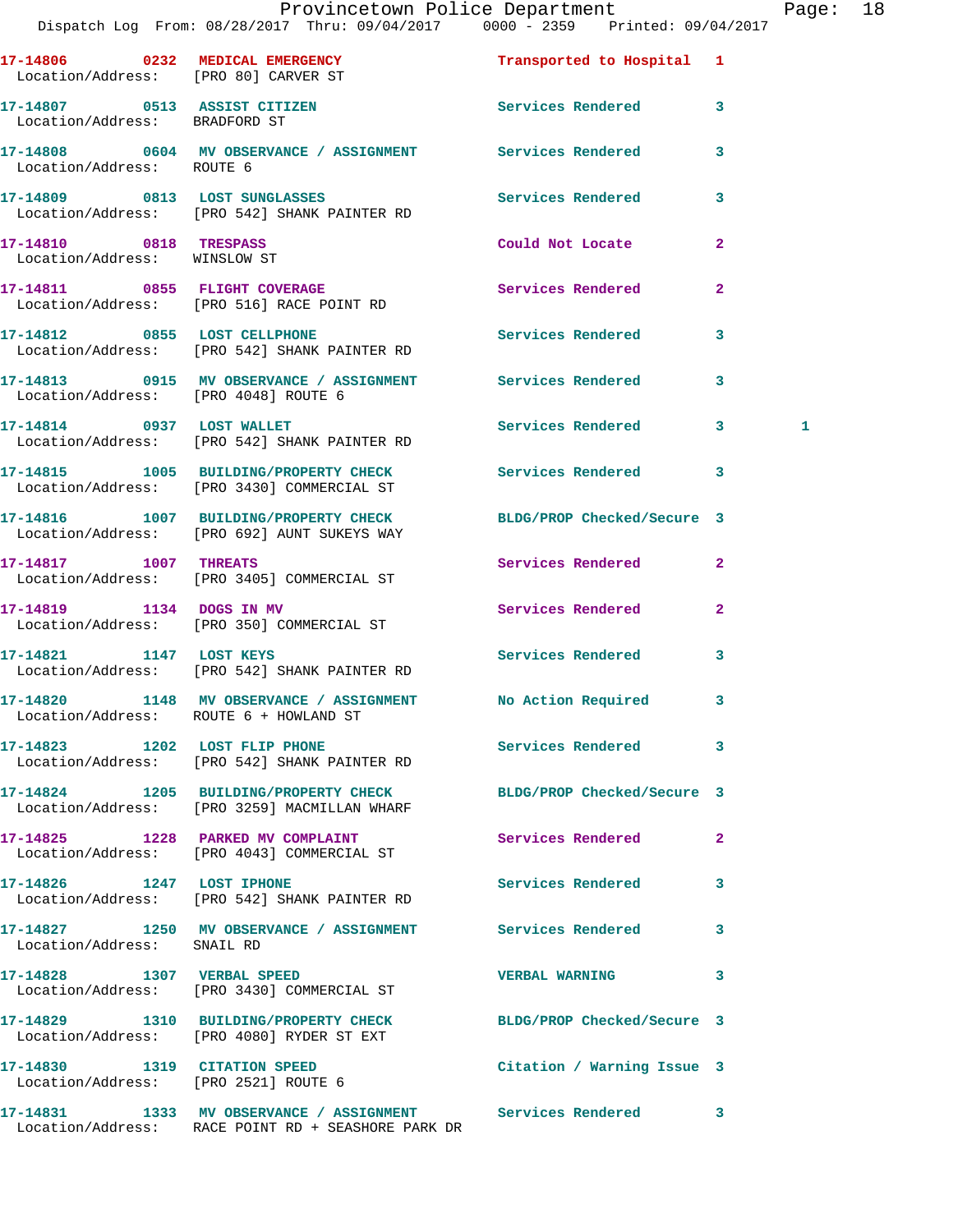**17-14806 0232 MEDICAL EMERGENCY** Transported to Hospital 1
Location/Address: [PRO 80] CARVER ST

**17-14807 0513 ASSIST CITIZEN** Services Rendered 3
Location/Address: BRADFORD ST

**17-14808 0604 MV OBSERVANCE / ASSIGNMENT** Services Rendered 3
Location/Address: ROUTE 6

**17-14809 0813 LOST SUNGLASSES** Services Rendered 3
Location/Address: [PRO 542] SHANK PAINTER RD

**17-14810 0818 TRESPASS** Could Not Locate 2
Location/Address: WINSLOW ST

**17-14811 0855 FLIGHT COVERAGE** Services Rendered 2
Location/Address: [PRO 516] RACE POINT RD

**17-14812 0855 LOST CELLPHONE** Services Rendered 3
Location/Address: [PRO 542] SHANK PAINTER RD

**17-14813 0915 MV OBSERVANCE / ASSIGNMENT** Services Rendered 3
Location/Address: [PRO 4048] ROUTE 6

**17-14814 0937 LOST WALLET** Services Rendered 3 1
Location/Address: [PRO 542] SHANK PAINTER RD

**17-14815 1005 BUILDING/PROPERTY CHECK** Services Rendered 3
Location/Address: [PRO 3430] COMMERCIAL ST

**17-14816 1007 BUILDING/PROPERTY CHECK** BLDG/PROP Checked/Secure 3
Location/Address: [PRO 692] AUNT SUKEYS WAY

**17-14817 1007 THREATS** Services Rendered 2
Location/Address: [PRO 3405] COMMERCIAL ST

**17-14819 1134 DOGS IN MV** Services Rendered 2
Location/Address: [PRO 350] COMMERCIAL ST

**17-14821 1147 LOST KEYS** Services Rendered 3
Location/Address: [PRO 542] SHANK PAINTER RD

**17-14820 1148 MV OBSERVANCE / ASSIGNMENT** No Action Required 3
Location/Address: ROUTE 6 + HOWLAND ST

**17-14823 1202 LOST FLIP PHONE** Services Rendered 3
Location/Address: [PRO 542] SHANK PAINTER RD

**17-14824 1205 BUILDING/PROPERTY CHECK** BLDG/PROP Checked/Secure 3
Location/Address: [PRO 3259] MACMILLAN WHARF

**17-14825 1228 PARKED MV COMPLAINT** Services Rendered 2
Location/Address: [PRO 4043] COMMERCIAL ST

**17-14826 1247 LOST IPHONE** Services Rendered 3
Location/Address: [PRO 542] SHANK PAINTER RD

**17-14827 1250 MV OBSERVANCE / ASSIGNMENT** Services Rendered 3
Location/Address: SNAIL RD

**17-14828 1307 VERBAL SPEED** VERBAL WARNING 3
Location/Address: [PRO 3430] COMMERCIAL ST

**17-14829 1310 BUILDING/PROPERTY CHECK** BLDG/PROP Checked/Secure 3
Location/Address: [PRO 4080] RYDER ST EXT

**17-14830 1319 CITATION SPEED** Citation / Warning Issue 3
Location/Address: [PRO 2521] ROUTE 6

**17-14831 1333 MV OBSERVANCE / ASSIGNMENT** Services Rendered 3
Location/Address: RACE POINT RD + SEASHORE PARK DR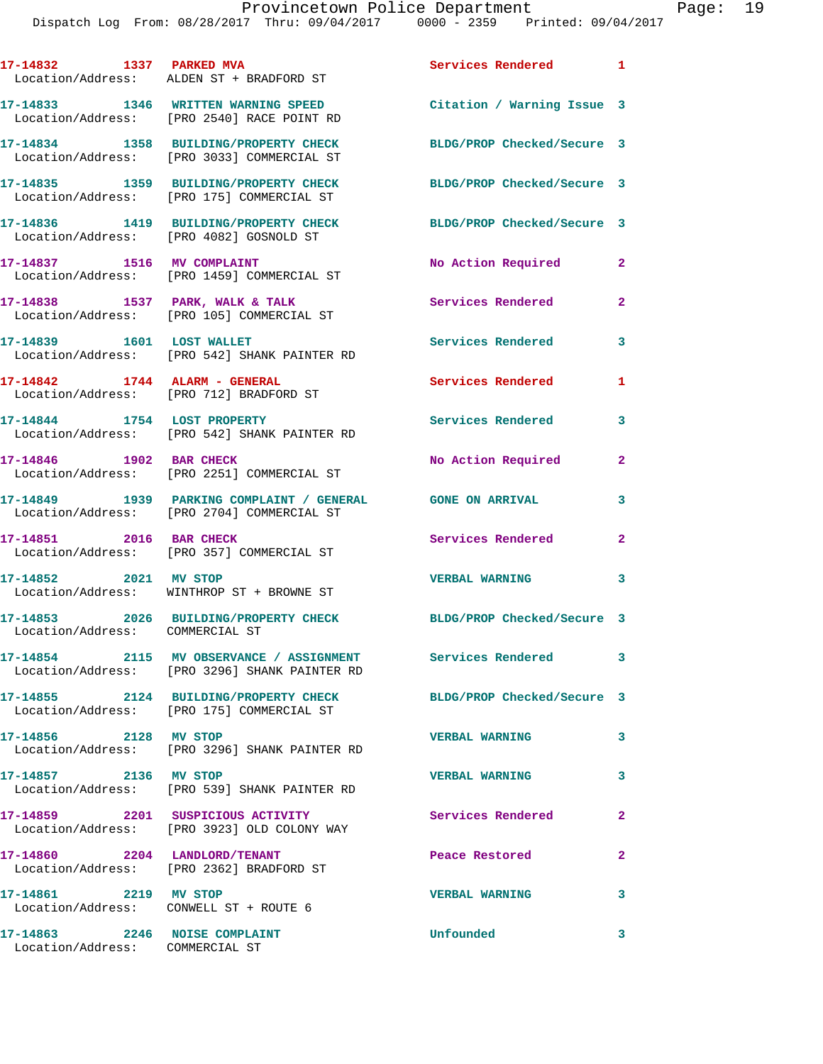17-14832 1337 PARKED MVA Services Rendered 1
Location/Address: ALDEN ST + BRADFORD ST

17-14833 1346 WRITTEN WARNING SPEED Citation / Warning Issue 3
Location/Address: [PRO 2540] RACE POINT RD

17-14834 1358 BUILDING/PROPERTY CHECK BLDG/PROP Checked/Secure 3
Location/Address: [PRO 3033] COMMERCIAL ST

17-14835 1359 BUILDING/PROPERTY CHECK BLDG/PROP Checked/Secure 3
Location/Address: [PRO 175] COMMERCIAL ST

17-14836 1419 BUILDING/PROPERTY CHECK BLDG/PROP Checked/Secure 3
Location/Address: [PRO 4082] GOSNOLD ST

17-14837 1516 MV COMPLAINT No Action Required 2
Location/Address: [PRO 1459] COMMERCIAL ST

17-14838 1537 PARK, WALK & TALK Services Rendered 2
Location/Address: [PRO 105] COMMERCIAL ST

17-14839 1601 LOST WALLET Services Rendered 3
Location/Address: [PRO 542] SHANK PAINTER RD

17-14842 1744 ALARM - GENERAL Services Rendered 1
Location/Address: [PRO 712] BRADFORD ST

17-14844 1754 LOST PROPERTY Services Rendered 3
Location/Address: [PRO 542] SHANK PAINTER RD

17-14846 1902 BAR CHECK No Action Required 2
Location/Address: [PRO 2251] COMMERCIAL ST

17-14849 1939 PARKING COMPLAINT / GENERAL GONE ON ARRIVAL 3
Location/Address: [PRO 2704] COMMERCIAL ST

17-14851 2016 BAR CHECK Services Rendered 2
Location/Address: [PRO 357] COMMERCIAL ST

17-14852 2021 MV STOP VERBAL WARNING 3
Location/Address: WINTHROP ST + BROWNE ST

17-14853 2026 BUILDING/PROPERTY CHECK BLDG/PROP Checked/Secure 3
Location/Address: COMMERCIAL ST

17-14854 2115 MV OBSERVANCE / ASSIGNMENT Services Rendered 3
Location/Address: [PRO 3296] SHANK PAINTER RD

17-14855 2124 BUILDING/PROPERTY CHECK BLDG/PROP Checked/Secure 3
Location/Address: [PRO 175] COMMERCIAL ST

17-14856 2128 MV STOP VERBAL WARNING 3
Location/Address: [PRO 3296] SHANK PAINTER RD

17-14857 2136 MV STOP VERBAL WARNING 3
Location/Address: [PRO 539] SHANK PAINTER RD

17-14859 2201 SUSPICIOUS ACTIVITY Services Rendered 2
Location/Address: [PRO 3923] OLD COLONY WAY

17-14860 2204 LANDLORD/TENANT Peace Restored 2
Location/Address: [PRO 2362] BRADFORD ST

17-14861 2219 MV STOP VERBAL WARNING 3
Location/Address: CONWELL ST + ROUTE 6

17-14863 2246 NOISE COMPLAINT Unfounded 3
Location/Address: COMMERCIAL ST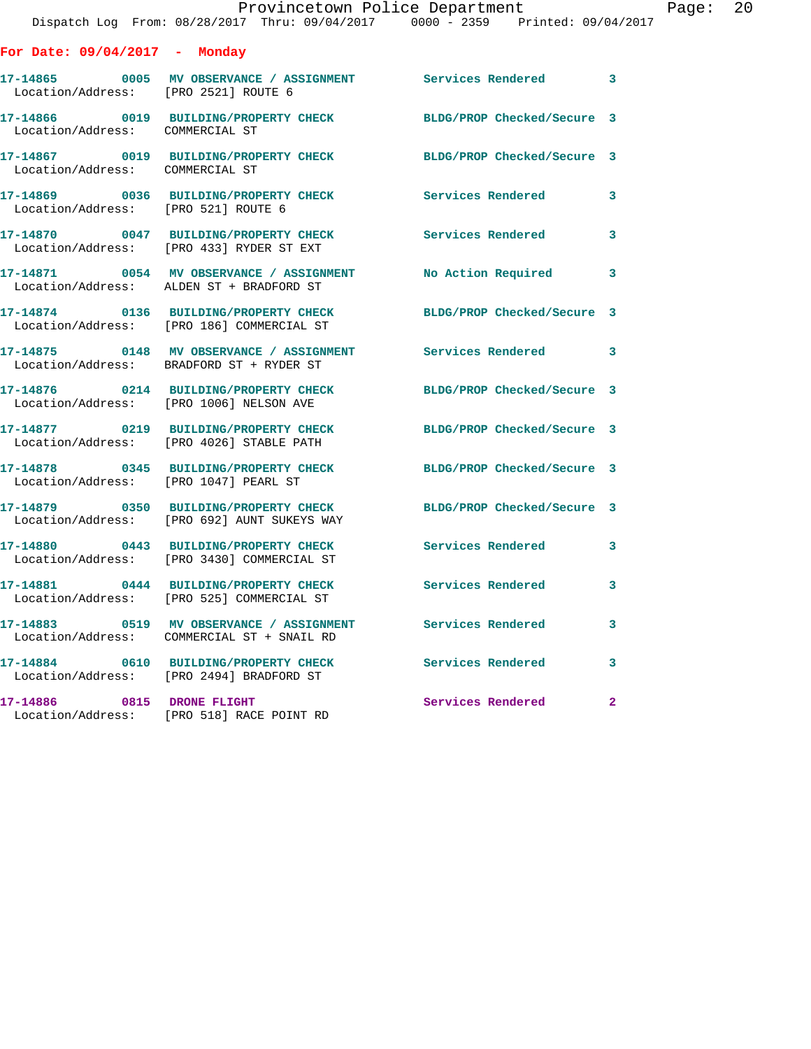**For Date: 09/04/2017 - Monday**

| | | | | |
|---|---|---|---|---|
| 17-14865 | 0005 | MV OBSERVANCE / ASSIGNMENT | Services Rendered | 3 |
| Location/Address: | [PRO 2521] ROUTE 6 | | | |
| 17-14866 | 0019 | BUILDING/PROPERTY CHECK | BLDG/PROP Checked/Secure | 3 |
| Location/Address: | COMMERCIAL ST | | | |
| 17-14867 | 0019 | BUILDING/PROPERTY CHECK | BLDG/PROP Checked/Secure | 3 |
| Location/Address: | COMMERCIAL ST | | | |
| 17-14869 | 0036 | BUILDING/PROPERTY CHECK | Services Rendered | 3 |
| Location/Address: | [PRO 521] ROUTE 6 | | | |
| 17-14870 | 0047 | BUILDING/PROPERTY CHECK | Services Rendered | 3 |
| Location/Address: | [PRO 433] RYDER ST EXT | | | |
| 17-14871 | 0054 | MV OBSERVANCE / ASSIGNMENT | No Action Required | 3 |
| Location/Address: | ALDEN ST + BRADFORD ST | | | |
| 17-14874 | 0136 | BUILDING/PROPERTY CHECK | BLDG/PROP Checked/Secure | 3 |
| Location/Address: | [PRO 186] COMMERCIAL ST | | | |
| 17-14875 | 0148 | MV OBSERVANCE / ASSIGNMENT | Services Rendered | 3 |
| Location/Address: | BRADFORD ST + RYDER ST | | | |
| 17-14876 | 0214 | BUILDING/PROPERTY CHECK | BLDG/PROP Checked/Secure | 3 |
| Location/Address: | [PRO 1006] NELSON AVE | | | |
| 17-14877 | 0219 | BUILDING/PROPERTY CHECK | BLDG/PROP Checked/Secure | 3 |
| Location/Address: | [PRO 4026] STABLE PATH | | | |
| 17-14878 | 0345 | BUILDING/PROPERTY CHECK | BLDG/PROP Checked/Secure | 3 |
| Location/Address: | [PRO 1047] PEARL ST | | | |
| 17-14879 | 0350 | BUILDING/PROPERTY CHECK | BLDG/PROP Checked/Secure | 3 |
| Location/Address: | [PRO 692] AUNT SUKEYS WAY | | | |
| 17-14880 | 0443 | BUILDING/PROPERTY CHECK | Services Rendered | 3 |
| Location/Address: | [PRO 3430] COMMERCIAL ST | | | |
| 17-14881 | 0444 | BUILDING/PROPERTY CHECK | Services Rendered | 3 |
| Location/Address: | [PRO 525] COMMERCIAL ST | | | |
| 17-14883 | 0519 | MV OBSERVANCE / ASSIGNMENT | Services Rendered | 3 |
| Location/Address: | COMMERCIAL ST + SNAIL RD | | | |
| 17-14884 | 0610 | BUILDING/PROPERTY CHECK | Services Rendered | 3 |
| Location/Address: | [PRO 2494] BRADFORD ST | | | |
| 17-14886 | 0815 | DRONE FLIGHT | Services Rendered | 2 |
| Location/Address: | [PRO 518] RACE POINT RD | | | |